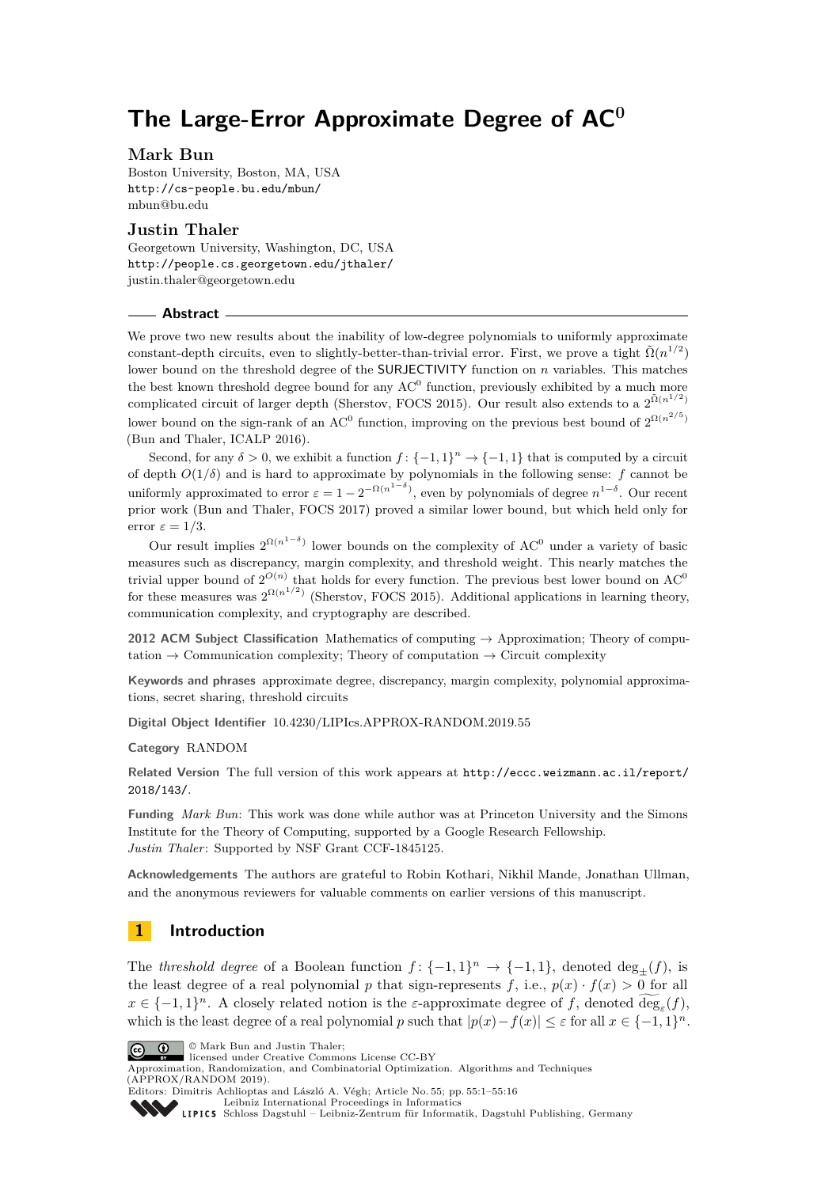# The Large-Error Approximate Degree of $AC^0$

## Mark Bun

Boston University, Boston, MA, USA
http://cs-people.bu.edu/mbun/
mbun@bu.edu

## Justin Thaler

Georgetown University, Washington, DC, USA
http://people.cs.georgetown.edu/jthaler/
justin.thaler@georgetown.edu

## Abstract

We prove two new results about the inability of low-degree polynomials to uniformly approximate constant-depth circuits, even to slightly-better-than-trivial error. First, we prove a tight $\tilde{\Omega}(n^{1/2})$ lower bound on the threshold degree of the SURJECTIVITY function on $n$ variables. This matches the best known threshold degree bound for any $AC^0$ function, previously exhibited by a much more complicated circuit of larger depth (Sherstov, FOCS 2015). Our result also extends to a $2^{\tilde{\Omega}(n^{1/2})}$ lower bound on the sign-rank of an $AC^0$ function, improving on the previous best bound of $2^{\Omega(n^{2/5})}$ (Bun and Thaler, ICALP 2016).

Second, for any $\delta > 0$, we exhibit a function $f\colon \{-1,1\}^n \to \{-1,1\}$ that is computed by a circuit of depth $O(1/\delta)$ and is hard to approximate by polynomials in the following sense: $f$ cannot be uniformly approximated to error $\varepsilon = 1 - 2^{-\Omega(n^{1-\delta})}$, even by polynomials of degree $n^{1-\delta}$. Our recent prior work (Bun and Thaler, FOCS 2017) proved a similar lower bound, but which held only for error $\varepsilon = 1/3$.

Our result implies $2^{\Omega(n^{1-\delta})}$ lower bounds on the complexity of $AC^0$ under a variety of basic measures such as discrepancy, margin complexity, and threshold weight. This nearly matches the trivial upper bound of $2^{O(n)}$ that holds for every function. The previous best lower bound on $AC^0$ for these measures was $2^{\Omega(n^{1/2})}$ (Sherstov, FOCS 2015). Additional applications in learning theory, communication complexity, and cryptography are described.

**2012 ACM Subject Classification** Mathematics of computing → Approximation; Theory of computation → Communication complexity; Theory of computation → Circuit complexity

**Keywords and phrases** approximate degree, discrepancy, margin complexity, polynomial approximations, secret sharing, threshold circuits

**Digital Object Identifier** 10.4230/LIPIcs.APPROX-RANDOM.2019.55

**Category** RANDOM

**Related Version** The full version of this work appears at http://eccc.weizmann.ac.il/report/2018/143/.

**Funding** *Mark Bun*: This work was done while author was at Princeton University and the Simons Institute for the Theory of Computing, supported by a Google Research Fellowship.
*Justin Thaler*: Supported by NSF Grant CCF-1845125.

**Acknowledgements** The authors are grateful to Robin Kothari, Nikhil Mande, Jonathan Ullman, and the anonymous reviewers for valuable comments on earlier versions of this manuscript.

## 1 Introduction

The *threshold degree* of a Boolean function $f\colon \{-1,1\}^n \to \{-1,1\}$, denoted $\deg_{\pm}(f)$, is the least degree of a real polynomial $p$ that sign-represents $f$, i.e., $p(x) \cdot f(x) > 0$ for all $x \in \{-1,1\}^n$. A closely related notion is the $\varepsilon$-approximate degree of $f$, denoted $\widetilde{\deg}_{\varepsilon}(f)$, which is the least degree of a real polynomial $p$ such that $|p(x) - f(x)| \leq \varepsilon$ for all $x \in \{-1,1\}^n$.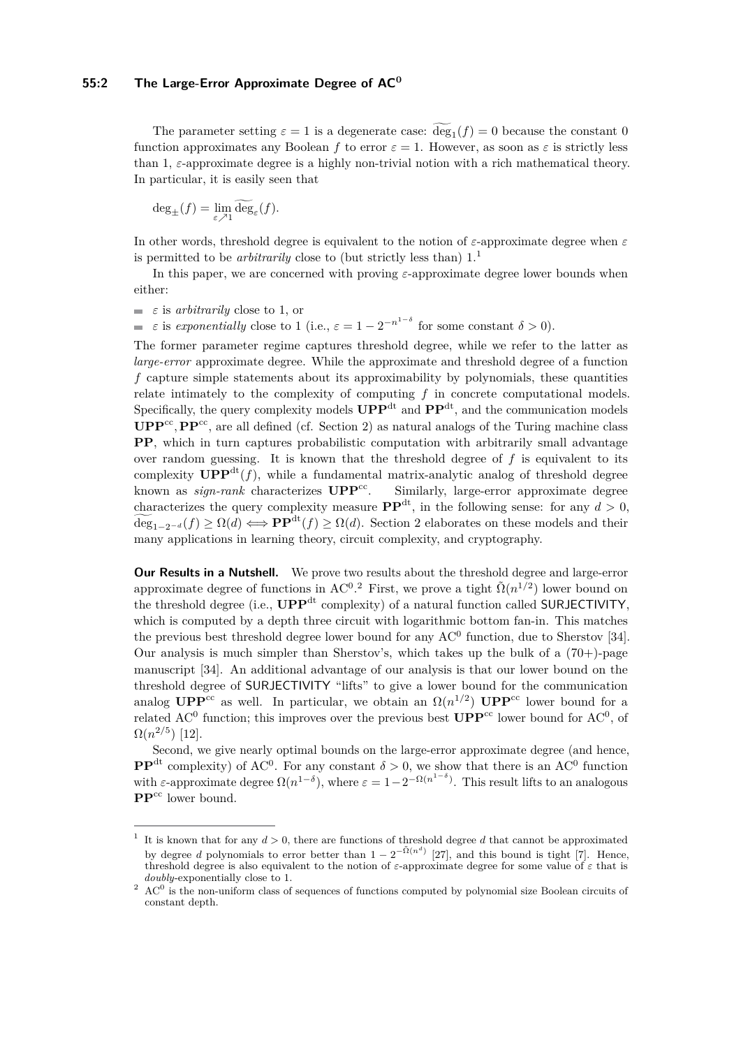The parameter setting $\varepsilon = 1$ is a degenerate case: $\widetilde{\deg}_1(f) = 0$ because the constant 0 function approximates any Boolean $f$ to error $\varepsilon = 1$. However, as soon as $\varepsilon$ is strictly less than 1, $\varepsilon$-approximate degree is a highly non-trivial notion with a rich mathematical theory. In particular, it is easily seen that

$$\deg_{\pm}(f) = \lim_{\varepsilon \nearrow 1} \widetilde{\deg}_{\varepsilon}(f).$$

In other words, threshold degree is equivalent to the notion of $\varepsilon$-approximate degree when $\varepsilon$ is permitted to be *arbitrarily* close to (but strictly less than) 1.[1]

In this paper, we are concerned with proving $\varepsilon$-approximate degree lower bounds when either:

- $\varepsilon$ is *arbitrarily* close to 1, or
- $\varepsilon$ is *exponentially* close to 1 (i.e., $\varepsilon = 1 - 2^{-n^{1-\delta}}$ for some constant $\delta > 0$).

The former parameter regime captures threshold degree, while we refer to the latter as *large-error* approximate degree. While the approximate and threshold degree of a function $f$ capture simple statements about its approximability by polynomials, these quantities relate intimately to the complexity of computing $f$ in concrete computational models. Specifically, the query complexity models $\mathbf{UPP}^{\text{dt}}$ and $\mathbf{PP}^{\text{dt}}$, and the communication models $\mathbf{UPP}^{\text{cc}}, \mathbf{PP}^{\text{cc}}$, are all defined (cf. Section 2) as natural analogs of the Turing machine class $\mathbf{PP}$, which in turn captures probabilistic computation with arbitrarily small advantage over random guessing. It is known that the threshold degree of $f$ is equivalent to its complexity $\mathbf{UPP}^{\text{dt}}(f)$, while a fundamental matrix-analytic analog of threshold degree known as *sign-rank* characterizes $\mathbf{UPP}^{\text{cc}}$. Similarly, large-error approximate degree characterizes the query complexity measure $\mathbf{PP}^{\text{dt}}$, in the following sense: for any $d > 0$, $\widetilde{\deg}_{1-2^{-d}}(f) \geq \Omega(d) \iff \mathbf{PP}^{\text{dt}}(f) \geq \Omega(d)$. Section 2 elaborates on these models and their many applications in learning theory, circuit complexity, and cryptography.

**Our Results in a Nutshell.** We prove two results about the threshold degree and large-error approximate degree of functions in $\text{AC}^0$.[2] First, we prove a tight $\tilde{\Omega}(n^{1/2})$ lower bound on the threshold degree (i.e., $\mathbf{UPP}^{\text{dt}}$ complexity) of a natural function called SURJECTIVITY, which is computed by a depth three circuit with logarithmic bottom fan-in. This matches the previous best threshold degree lower bound for any $\text{AC}^0$ function, due to Sherstov [34]. Our analysis is much simpler than Sherstov's, which takes up the bulk of a (70+)-page manuscript [34]. An additional advantage of our analysis is that our lower bound on the threshold degree of SURJECTIVITY "lifts" to give a lower bound for the communication analog $\mathbf{UPP}^{\text{cc}}$ as well. In particular, we obtain an $\Omega(n^{1/2})$ $\mathbf{UPP}^{\text{cc}}$ lower bound for a related $\text{AC}^0$ function; this improves over the previous best $\mathbf{UPP}^{\text{cc}}$ lower bound for $\text{AC}^0$, of $\Omega(n^{2/5})$ [12].

Second, we give nearly optimal bounds on the large-error approximate degree (and hence, $\mathbf{PP}^{\text{dt}}$ complexity) of $\text{AC}^0$. For any constant $\delta > 0$, we show that there is an $\text{AC}^0$ function with $\varepsilon$-approximate degree $\Omega(n^{1-\delta})$, where $\varepsilon = 1 - 2^{-\Omega(n^{1-\delta})}$. This result lifts to an analogous $\mathbf{PP}^{\text{cc}}$ lower bound.

---

[1] It is known that for any $d > 0$, there are functions of threshold degree $d$ that cannot be approximated by degree $d$ polynomials to error better than $1 - 2^{-\tilde{\Omega}(n^d)}$ [27], and this bound is tight [7]. Hence, threshold degree is also equivalent to the notion of $\varepsilon$-approximate degree for some value of $\varepsilon$ that is *doubly*-exponentially close to 1.

[2] $\text{AC}^0$ is the non-uniform class of sequences of functions computed by polynomial size Boolean circuits of constant depth.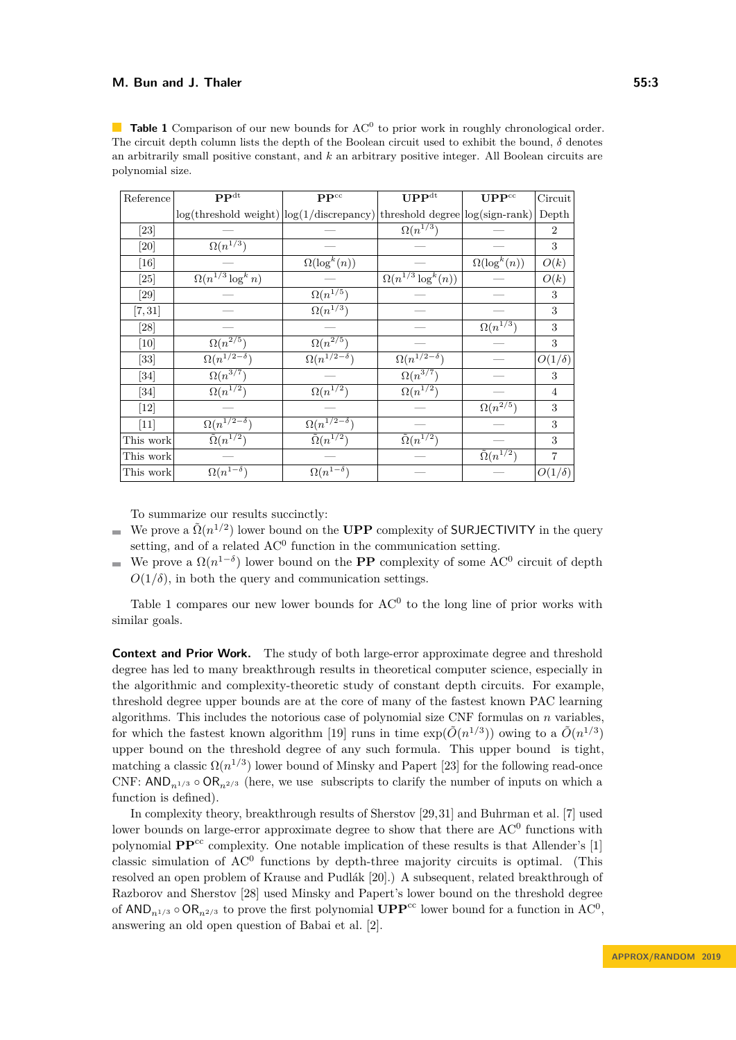**Table 1** Comparison of our new bounds for $\mathrm{AC}^0$ to prior work in roughly chronological order. The circuit depth column lists the depth of the Boolean circuit used to exhibit the bound, $\delta$ denotes an arbitrarily small positive constant, and $k$ an arbitrary positive integer. All Boolean circuits are polynomial size.

| Reference | $\mathbf{PP}^{\mathrm{dt}}$ | $\mathbf{PP}^{\mathrm{cc}}$ | $\mathbf{UPP}^{\mathrm{dt}}$ | $\mathbf{UPP}^{\mathrm{cc}}$ | Circuit |
|---|---|---|---|---|---|
| | log(threshold weight) | log(1/discrepancy) | threshold degree | log(sign-rank) | Depth |
| [23] | — | — | $\Omega(n^{1/3})$ | — | 2 |
| [20] | $\Omega(n^{1/3})$ | — | — | — | 3 |
| [16] | — | $\Omega(\log^k(n))$ | — | $\Omega(\log^k(n))$ | $O(k)$ |
| [25] | $\Omega(n^{1/3}\log^k n)$ | — | $\Omega(n^{1/3}\log^k(n))$ | — | $O(k)$ |
| [29] | — | $\Omega(n^{1/5})$ | — | — | 3 |
| [7,31] | — | $\Omega(n^{1/3})$ | — | — | 3 |
| [28] | — | — | — | $\Omega(n^{1/3})$ | 3 |
| [10] | $\Omega(n^{2/5})$ | $\Omega(n^{2/5})$ | — | — | 3 |
| [33] | $\Omega(n^{1/2-\delta})$ | $\Omega(n^{1/2-\delta})$ | $\Omega(n^{1/2-\delta})$ | — | $O(1/\delta)$ |
| [34] | $\Omega(n^{3/7})$ | — | $\Omega(n^{3/7})$ | — | 3 |
| [34] | $\Omega(n^{1/2})$ | $\Omega(n^{1/2})$ | $\Omega(n^{1/2})$ | — | 4 |
| [12] | — | — | — | $\Omega(n^{2/5})$ | 3 |
| [11] | $\Omega(n^{1/2-\delta})$ | $\Omega(n^{1/2-\delta})$ | — | — | 3 |
| This work | $\tilde{\Omega}(n^{1/2})$ | $\tilde{\Omega}(n^{1/2})$ | $\tilde{\Omega}(n^{1/2})$ | — | 3 |
| This work | — | — | — | $\tilde{\Omega}(n^{1/2})$ | 7 |
| This work | $\Omega(n^{1-\delta})$ | $\Omega(n^{1-\delta})$ | — | — | $O(1/\delta)$ |

To summarize our results succinctly:

- We prove a $\tilde{\Omega}(n^{1/2})$ lower bound on the **UPP** complexity of SURJECTIVITY in the query setting, and of a related $\mathrm{AC}^0$ function in the communication setting.
- We prove a $\Omega(n^{1-\delta})$ lower bound on the **PP** complexity of some $\mathrm{AC}^0$ circuit of depth $O(1/\delta)$, in both the query and communication settings.

Table 1 compares our new lower bounds for $\mathrm{AC}^0$ to the long line of prior works with similar goals.

**Context and Prior Work.** The study of both large-error approximate degree and threshold degree has led to many breakthrough results in theoretical computer science, especially in the algorithmic and complexity-theoretic study of constant depth circuits. For example, threshold degree upper bounds are at the core of many of the fastest known PAC learning algorithms. This includes the notorious case of polynomial size CNF formulas on $n$ variables, for which the fastest known algorithm [19] runs in time $\exp(\tilde{O}(n^{1/3}))$ owing to a $\tilde{O}(n^{1/3})$ upper bound on the threshold degree of any such formula. This upper bound is tight, matching a classic $\Omega(n^{1/3})$ lower bound of Minsky and Papert [23] for the following read-once CNF: $\mathsf{AND}_{n^{1/3}} \circ \mathsf{OR}_{n^{2/3}}$ (here, we use subscripts to clarify the number of inputs on which a function is defined).

In complexity theory, breakthrough results of Sherstov [29,31] and Buhrman et al. [7] used lower bounds on large-error approximate degree to show that there are $\mathrm{AC}^0$ functions with polynomial $\mathbf{PP}^{\mathrm{cc}}$ complexity. One notable implication of these results is that Allender's [1] classic simulation of $\mathrm{AC}^0$ functions by depth-three majority circuits is optimal. (This resolved an open problem of Krause and Pudlák [20].) A subsequent, related breakthrough of Razborov and Sherstov [28] used Minsky and Papert's lower bound on the threshold degree of $\mathsf{AND}_{n^{1/3}} \circ \mathsf{OR}_{n^{2/3}}$ to prove the first polynomial $\mathbf{UPP}^{\mathrm{cc}}$ lower bound for a function in $\mathrm{AC}^0$, answering an old open question of Babai et al. [2].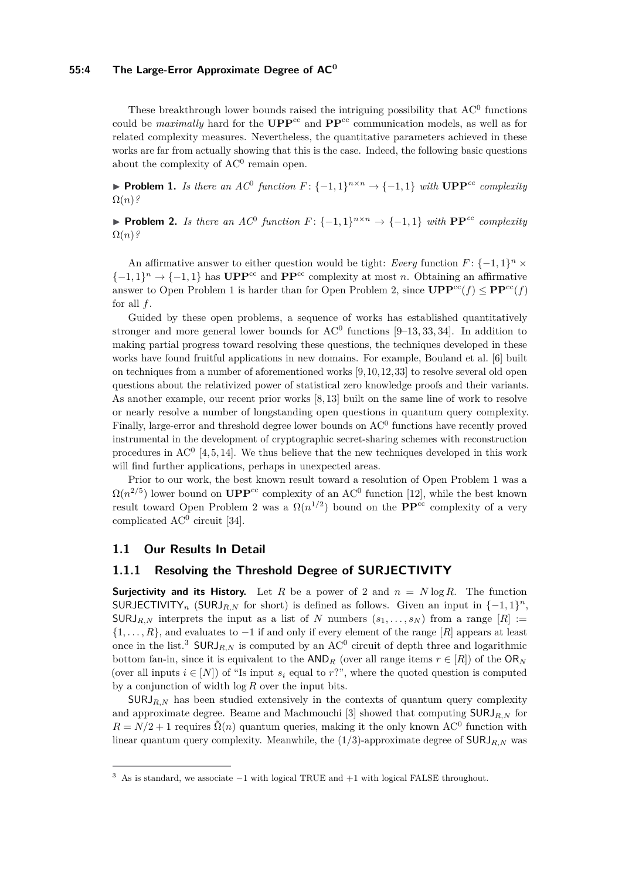These breakthrough lower bounds raised the intriguing possibility that $\mathrm{AC}^0$ functions could be *maximally* hard for the $\mathbf{UPP}^{\mathrm{cc}}$ and $\mathbf{PP}^{\mathrm{cc}}$ communication models, as well as for related complexity measures. Nevertheless, the quantitative parameters achieved in these works are far from actually showing that this is the case. Indeed, the following basic questions about the complexity of $\mathrm{AC}^0$ remain open.

▶ **Problem 1.** *Is there an $AC^0$ function $F\colon \{-1,1\}^{n\times n} \to \{-1,1\}$ with $\mathbf{UPP}^{cc}$ complexity $\Omega(n)$?*

▶ **Problem 2.** *Is there an $AC^0$ function $F\colon \{-1,1\}^{n\times n} \to \{-1,1\}$ with $\mathbf{PP}^{cc}$ complexity $\Omega(n)$?*

An affirmative answer to either question would be tight: *Every* function $F\colon \{-1,1\}^n \times \{-1,1\}^n \to \{-1,1\}$ has $\mathbf{UPP}^{\mathrm{cc}}$ and $\mathbf{PP}^{\mathrm{cc}}$ complexity at most $n$. Obtaining an affirmative answer to Open Problem 1 is harder than for Open Problem 2, since $\mathbf{UPP}^{\mathrm{cc}}(f) \le \mathbf{PP}^{\mathrm{cc}}(f)$ for all $f$.

Guided by these open problems, a sequence of works has established quantitatively stronger and more general lower bounds for $\mathrm{AC}^0$ functions [9–13, 33, 34]. In addition to making partial progress toward resolving these questions, the techniques developed in these works have found fruitful applications in new domains. For example, Bouland et al. [6] built on techniques from a number of aforementioned works [9,10,12,33] to resolve several old open questions about the relativized power of statistical zero knowledge proofs and their variants. As another example, our recent prior works [8,13] built on the same line of work to resolve or nearly resolve a number of longstanding open questions in quantum query complexity. Finally, large-error and threshold degree lower bounds on $\mathrm{AC}^0$ functions have recently proved instrumental in the development of cryptographic secret-sharing schemes with reconstruction procedures in $\mathrm{AC}^0$ [4, 5, 14]. We thus believe that the new techniques developed in this work will find further applications, perhaps in unexpected areas.

Prior to our work, the best known result toward a resolution of Open Problem 1 was a $\Omega(n^{2/5})$ lower bound on $\mathbf{UPP}^{\mathrm{cc}}$ complexity of an $\mathrm{AC}^0$ function [12], while the best known result toward Open Problem 2 was a $\Omega(n^{1/2})$ bound on the $\mathbf{PP}^{\mathrm{cc}}$ complexity of a very complicated $\mathrm{AC}^0$ circuit [34].

## 1.1 Our Results In Detail

### 1.1.1 Resolving the Threshold Degree of SURJECTIVITY

**Surjectivity and its History.** Let $R$ be a power of 2 and $n = N \log R$. The function $\mathsf{SURJECTIVITY}_n$ ($\mathsf{SURJ}_{R,N}$ for short) is defined as follows. Given an input in $\{-1,1\}^n$, $\mathsf{SURJ}_{R,N}$ interprets the input as a list of $N$ numbers $(s_1, \ldots, s_N)$ from a range $[R] := \{1, \ldots, R\}$, and evaluates to $-1$ if and only if every element of the range $[R]$ appears at least once in the list.[3] $\mathsf{SURJ}_{R,N}$ is computed by an $\mathrm{AC}^0$ circuit of depth three and logarithmic bottom fan-in, since it is equivalent to the $\mathsf{AND}_R$ (over all range items $r \in [R]$) of the $\mathsf{OR}_N$ (over all inputs $i \in [N]$) of "Is input $s_i$ equal to $r$?", where the quoted question is computed by a conjunction of width $\log R$ over the input bits.

$\mathsf{SURJ}_{R,N}$ has been studied extensively in the contexts of quantum query complexity and approximate degree. Beame and Machmouchi [3] showed that computing $\mathsf{SURJ}_{R,N}$ for $R = N/2+1$ requires $\tilde{\Omega}(n)$ quantum queries, making it the only known $\mathrm{AC}^0$ function with linear quantum query complexity. Meanwhile, the $(1/3)$-approximate degree of $\mathsf{SURJ}_{R,N}$ was

[3] As is standard, we associate $-1$ with logical TRUE and $+1$ with logical FALSE throughout.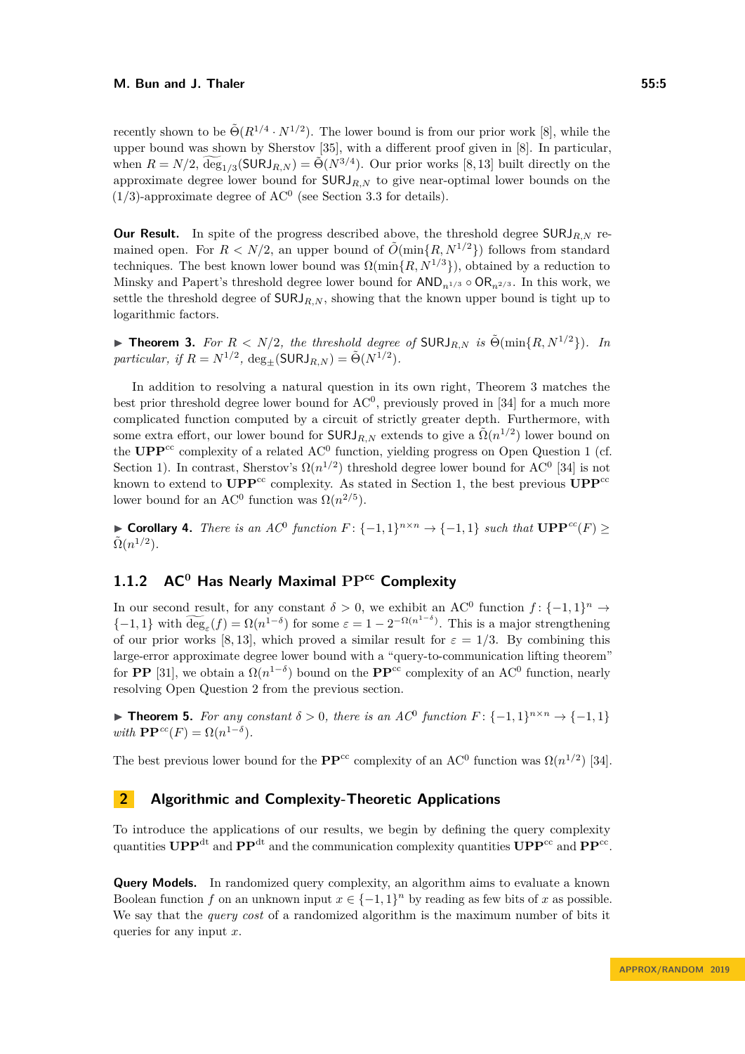recently shown to be $\tilde{\Theta}(R^{1/4} \cdot N^{1/2})$. The lower bound is from our prior work [8], while the upper bound was shown by Sherstov [35], with a different proof given in [8]. In particular, when $R = N/2$, $\widetilde{\deg}_{1/3}(\mathsf{SURJ}_{R,N}) = \tilde{\Theta}(N^{3/4})$. Our prior works [8,13] built directly on the approximate degree lower bound for $\mathsf{SURJ}_{R,N}$ to give near-optimal lower bounds on the $(1/3)$-approximate degree of $\mathrm{AC}^0$ (see Section 3.3 for details).

**Our Result.** In spite of the progress described above, the threshold degree $\mathsf{SURJ}_{R,N}$ remained open. For $R < N/2$, an upper bound of $\tilde{O}(\min\{R, N^{1/2}\})$ follows from standard techniques. The best known lower bound was $\Omega(\min\{R, N^{1/3}\})$, obtained by a reduction to Minsky and Papert's threshold degree lower bound for $\mathsf{AND}_{n^{1/3}} \circ \mathsf{OR}_{n^{2/3}}$. In this work, we settle the threshold degree of $\mathsf{SURJ}_{R,N}$, showing that the known upper bound is tight up to logarithmic factors.

▶ **Theorem 3.** *For $R < N/2$, the threshold degree of $\mathsf{SURJ}_{R,N}$ is $\tilde{\Theta}(\min\{R, N^{1/2}\})$. In particular, if $R = N^{1/2}$, $\deg_{\pm}(\mathsf{SURJ}_{R,N}) = \tilde{\Theta}(N^{1/2})$.*

In addition to resolving a natural question in its own right, Theorem 3 matches the best prior threshold degree lower bound for $\mathrm{AC}^0$, previously proved in [34] for a much more complicated function computed by a circuit of strictly greater depth. Furthermore, with some extra effort, our lower bound for $\mathsf{SURJ}_{R,N}$ extends to give a $\tilde{\Omega}(n^{1/2})$ lower bound on the $\mathbf{UPP}^{\mathrm{cc}}$ complexity of a related $\mathrm{AC}^0$ function, yielding progress on Open Question 1 (cf. Section 1). In contrast, Sherstov's $\Omega(n^{1/2})$ threshold degree lower bound for $\mathrm{AC}^0$ [34] is not known to extend to $\mathbf{UPP}^{\mathrm{cc}}$ complexity. As stated in Section 1, the best previous $\mathbf{UPP}^{\mathrm{cc}}$ lower bound for an $\mathrm{AC}^0$ function was $\Omega(n^{2/5})$.

▶ **Corollary 4.** *There is an $AC^0$ function $F\colon \{-1,1\}^{n \times n} \to \{-1,1\}$ such that $\mathbf{UPP}^{cc}(F) \geq \tilde{\Omega}(n^{1/2})$.*

### 1.1.2 $\mathrm{AC}^0$ Has Nearly Maximal $\mathrm{PP}^{\mathrm{cc}}$ Complexity

In our second result, for any constant $\delta > 0$, we exhibit an $\mathrm{AC}^0$ function $f\colon \{-1,1\}^n \to \{-1,1\}$ with $\widetilde{\deg}_{\varepsilon}(f) = \Omega(n^{1-\delta})$ for some $\varepsilon = 1 - 2^{-\Omega(n^{1-\delta})}$. This is a major strengthening of our prior works [8,13], which proved a similar result for $\varepsilon = 1/3$. By combining this large-error approximate degree lower bound with a "query-to-communication lifting theorem" for $\mathbf{PP}$ [31], we obtain a $\Omega(n^{1-\delta})$ bound on the $\mathbf{PP}^{\mathrm{cc}}$ complexity of an $\mathrm{AC}^0$ function, nearly resolving Open Question 2 from the previous section.

▶ **Theorem 5.** *For any constant $\delta > 0$, there is an $AC^0$ function $F\colon \{-1,1\}^{n \times n} \to \{-1,1\}$ with $\mathbf{PP}^{cc}(F) = \Omega(n^{1-\delta})$.*

The best previous lower bound for the $\mathbf{PP}^{\mathrm{cc}}$ complexity of an $\mathrm{AC}^0$ function was $\Omega(n^{1/2})$ [34].

## 2 Algorithmic and Complexity-Theoretic Applications

To introduce the applications of our results, we begin by defining the query complexity quantities $\mathbf{UPP}^{\mathrm{dt}}$ and $\mathbf{PP}^{\mathrm{dt}}$ and the communication complexity quantities $\mathbf{UPP}^{\mathrm{cc}}$ and $\mathbf{PP}^{\mathrm{cc}}$.

**Query Models.** In randomized query complexity, an algorithm aims to evaluate a known Boolean function $f$ on an unknown input $x \in \{-1,1\}^n$ by reading as few bits of $x$ as possible. We say that the *query cost* of a randomized algorithm is the maximum number of bits it queries for any input $x$.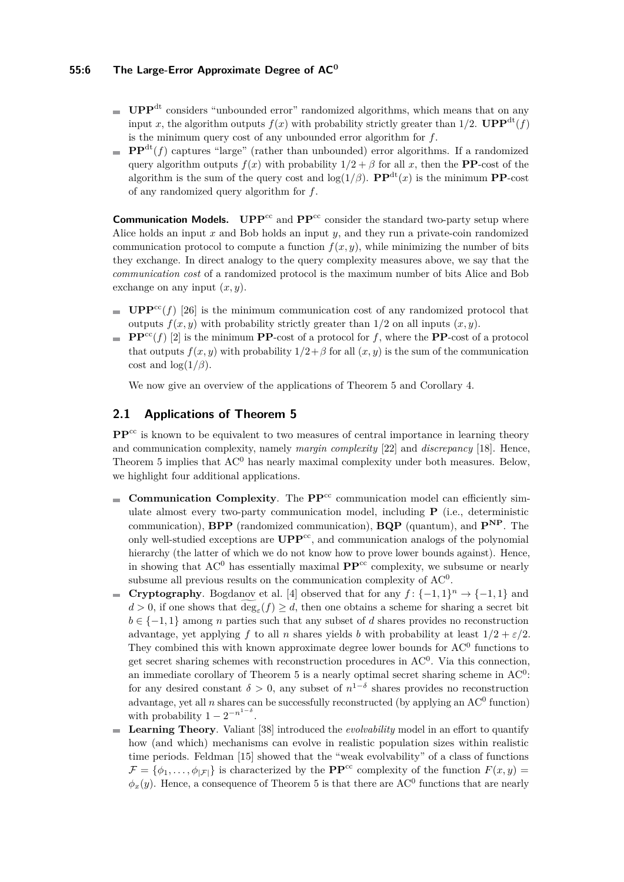- $\mathbf{UPP}^{\mathrm{dt}}$ considers "unbounded error" randomized algorithms, which means that on any input $x$, the algorithm outputs $f(x)$ with probability strictly greater than $1/2$. $\mathbf{UPP}^{\mathrm{dt}}(f)$ is the minimum query cost of any unbounded error algorithm for $f$.
- $\mathbf{PP}^{\mathrm{dt}}(f)$ captures "large" (rather than unbounded) error algorithms. If a randomized query algorithm outputs $f(x)$ with probability $1/2 + \beta$ for all $x$, then the $\mathbf{PP}$-cost of the algorithm is the sum of the query cost and $\log(1/\beta)$. $\mathbf{PP}^{\mathrm{dt}}(x)$ is the minimum $\mathbf{PP}$-cost of any randomized query algorithm for $f$.

**Communication Models.** $\mathbf{UPP}^{\mathrm{cc}}$ and $\mathbf{PP}^{\mathrm{cc}}$ consider the standard two-party setup where Alice holds an input $x$ and Bob holds an input $y$, and they run a private-coin randomized communication protocol to compute a function $f(x, y)$, while minimizing the number of bits they exchange. In direct analogy to the query complexity measures above, we say that the *communication cost* of a randomized protocol is the maximum number of bits Alice and Bob exchange on any input $(x, y)$.

- $\mathbf{UPP}^{\mathrm{cc}}(f)$ [26] is the minimum communication cost of any randomized protocol that outputs $f(x, y)$ with probability strictly greater than $1/2$ on all inputs $(x, y)$.
- $\mathbf{PP}^{\mathrm{cc}}(f)$ [2] is the minimum $\mathbf{PP}$-cost of a protocol for $f$, where the $\mathbf{PP}$-cost of a protocol that outputs $f(x, y)$ with probability $1/2+\beta$ for all $(x, y)$ is the sum of the communication cost and $\log(1/\beta)$.

We now give an overview of the applications of Theorem 5 and Corollary 4.

## 2.1 Applications of Theorem 5

$\mathbf{PP}^{\mathrm{cc}}$ is known to be equivalent to two measures of central importance in learning theory and communication complexity, namely *margin complexity* [22] and *discrepancy* [18]. Hence, Theorem 5 implies that $\mathrm{AC}^0$ has nearly maximal complexity under both measures. Below, we highlight four additional applications.

- **Communication Complexity**. The $\mathbf{PP}^{\mathrm{cc}}$ communication model can efficiently simulate almost every two-party communication model, including $\mathbf{P}$ (i.e., deterministic communication), $\mathbf{BPP}$ (randomized communication), $\mathbf{BQP}$ (quantum), and $\mathbf{P}^{\mathbf{NP}}$. The only well-studied exceptions are $\mathbf{UPP}^{\mathrm{cc}}$, and communication analogs of the polynomial hierarchy (the latter of which we do not know how to prove lower bounds against). Hence, in showing that $\mathrm{AC}^0$ has essentially maximal $\mathbf{PP}^{\mathrm{cc}}$ complexity, we subsume or nearly subsume all previous results on the communication complexity of $\mathrm{AC}^0$.
- **Cryptography**. Bogdanov et al. [4] observed that for any $f\colon \{-1,1\}^n \to \{-1,1\}$ and $d > 0$, if one shows that $\widetilde{\deg}_\varepsilon(f) \geq d$, then one obtains a scheme for sharing a secret bit $b \in \{-1, 1\}$ among $n$ parties such that any subset of $d$ shares provides no reconstruction advantage, yet applying $f$ to all $n$ shares yields $b$ with probability at least $1/2 + \varepsilon/2$. They combined this with known approximate degree lower bounds for $\mathrm{AC}^0$ functions to get secret sharing schemes with reconstruction procedures in $\mathrm{AC}^0$. Via this connection, an immediate corollary of Theorem 5 is a nearly optimal secret sharing scheme in $\mathrm{AC}^0$: for any desired constant $\delta > 0$, any subset of $n^{1-\delta}$ shares provides no reconstruction advantage, yet all $n$ shares can be successfully reconstructed (by applying an $\mathrm{AC}^0$ function) with probability $1 - 2^{-n^{1-\delta}}$.
- **Learning Theory**. Valiant [38] introduced the *evolvability* model in an effort to quantify how (and which) mechanisms can evolve in realistic population sizes within realistic time periods. Feldman [15] showed that the "weak evolvability" of a class of functions $\mathcal{F} = \{\phi_1, \dots, \phi_{|\mathcal{F}|}\}$ is characterized by the $\mathbf{PP}^{\mathrm{cc}}$ complexity of the function $F(x, y) = \phi_x(y)$. Hence, a consequence of Theorem 5 is that there are $\mathrm{AC}^0$ functions that are nearly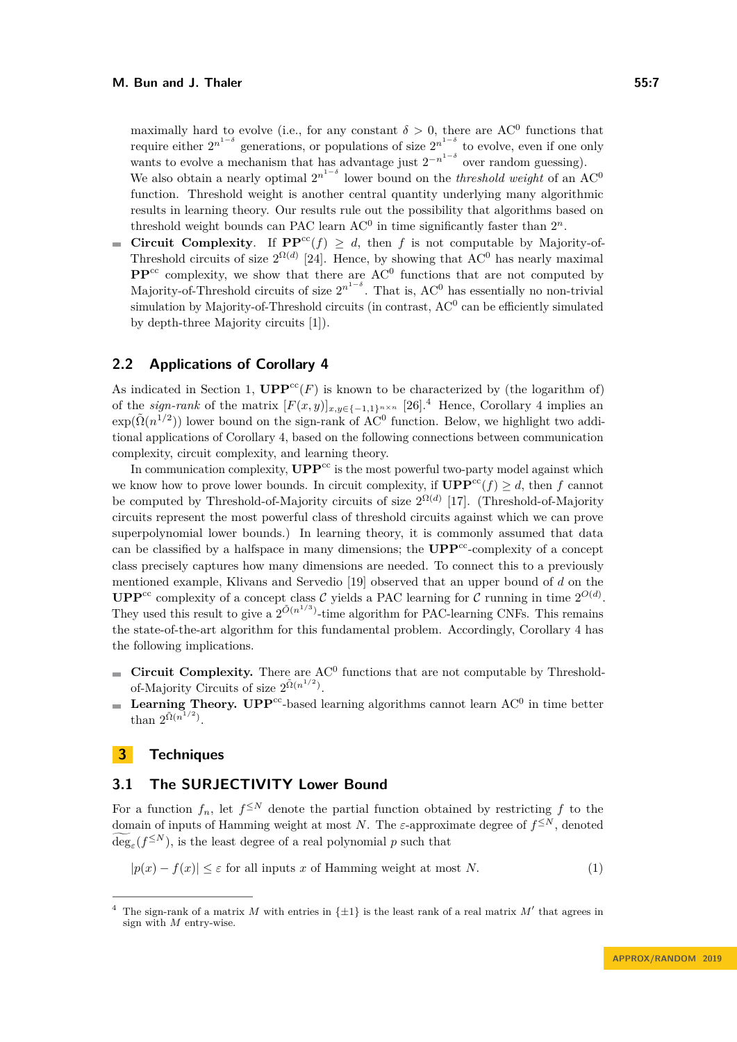maximally hard to evolve (i.e., for any constant $\delta > 0$, there are $\mathrm{AC}^0$ functions that require either $2^{n^{1-\delta}}$ generations, or populations of size $2^{n^{1-\delta}}$ to evolve, even if one only wants to evolve a mechanism that has advantage just $2^{-n^{1-\delta}}$ over random guessing).

We also obtain a nearly optimal $2^{n^{1-\delta}}$ lower bound on the *threshold weight* of an $\mathrm{AC}^0$ function. Threshold weight is another central quantity underlying many algorithmic results in learning theory. Our results rule out the possibility that algorithms based on threshold weight bounds can PAC learn $\mathrm{AC}^0$ in time significantly faster than $2^n$.

- **Circuit Complexity**. If $\mathbf{PP}^{\mathrm{cc}}(f) \geq d$, then $f$ is not computable by Majority-of-Threshold circuits of size $2^{\Omega(d)}$ [24]. Hence, by showing that $\mathrm{AC}^0$ has nearly maximal $\mathbf{PP}^{\mathrm{cc}}$ complexity, we show that there are $\mathrm{AC}^0$ functions that are not computed by Majority-of-Threshold circuits of size $2^{n^{1-\delta}}$. That is, $\mathrm{AC}^0$ has essentially no non-trivial simulation by Majority-of-Threshold circuits (in contrast, $\mathrm{AC}^0$ can be efficiently simulated by depth-three Majority circuits [1]).

## 2.2 Applications of Corollary 4

As indicated in Section 1, $\mathbf{UPP}^{\mathrm{cc}}(F)$ is known to be characterized by (the logarithm of) of the *sign-rank* of the matrix $[F(x,y)]_{x,y\in\{-1,1\}^{n\times n}}$ [26].[4] Hence, Corollary 4 implies an $\exp(\tilde{\Omega}(n^{1/2}))$ lower bound on the sign-rank of $\mathrm{AC}^0$ function. Below, we highlight two additional applications of Corollary 4, based on the following connections between communication complexity, circuit complexity, and learning theory.

In communication complexity, $\mathbf{UPP}^{\mathrm{cc}}$ is the most powerful two-party model against which we know how to prove lower bounds. In circuit complexity, if $\mathbf{UPP}^{\mathrm{cc}}(f) \geq d$, then $f$ cannot be computed by Threshold-of-Majority circuits of size $2^{\Omega(d)}$ [17]. (Threshold-of-Majority circuits represent the most powerful class of threshold circuits against which we can prove superpolynomial lower bounds.) In learning theory, it is commonly assumed that data can be classified by a halfspace in many dimensions; the $\mathbf{UPP}^{\mathrm{cc}}$-complexity of a concept class precisely captures how many dimensions are needed. To connect this to a previously mentioned example, Klivans and Servedio [19] observed that an upper bound of $d$ on the $\mathbf{UPP}^{\mathrm{cc}}$ complexity of a concept class $\mathcal{C}$ yields a PAC learning for $\mathcal{C}$ running in time $2^{O(d)}$. They used this result to give a $2^{\tilde{O}(n^{1/3})}$-time algorithm for PAC-learning CNFs. This remains the state-of-the-art algorithm for this fundamental problem. Accordingly, Corollary 4 has the following implications.

- **Circuit Complexity.** There are $\mathrm{AC}^0$ functions that are not computable by Threshold-of-Majority Circuits of size $2^{\tilde{\Omega}(n^{1/2})}$.
- **Learning Theory.** $\mathbf{UPP}^{\mathrm{cc}}$-based learning algorithms cannot learn $\mathrm{AC}^0$ in time better than $2^{\tilde{\Omega}(n^{1/2})}$.

# 3 Techniques

## 3.1 The SURJECTIVITY Lower Bound

For a function $f_n$, let $f^{\leq N}$ denote the partial function obtained by restricting $f$ to the domain of inputs of Hamming weight at most $N$. The $\varepsilon$-approximate degree of $f^{\leq N}$, denoted $\widetilde{\deg}_\varepsilon(f^{\leq N})$, is the least degree of a real polynomial $p$ such that

$$|p(x) - f(x)| \leq \varepsilon \text{ for all inputs } x \text{ of Hamming weight at most } N. \tag{1}$$

[4] The sign-rank of a matrix $M$ with entries in $\{\pm 1\}$ is the least rank of a real matrix $M'$ that agrees in sign with $M$ entry-wise.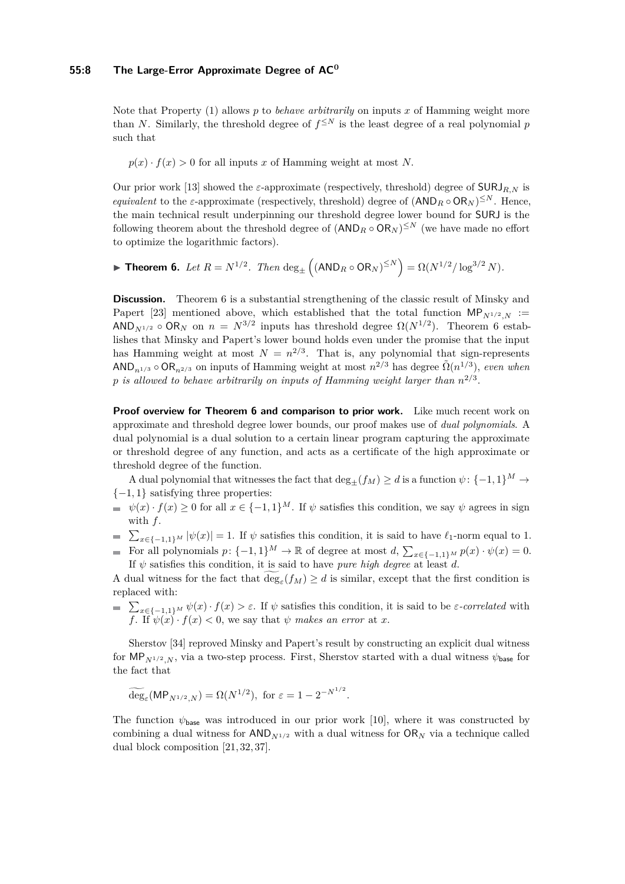Note that Property (1) allows $p$ to *behave arbitrarily* on inputs $x$ of Hamming weight more than $N$. Similarly, the threshold degree of $f^{\leq N}$ is the least degree of a real polynomial $p$ such that

$$p(x) \cdot f(x) > 0 \text{ for all inputs } x \text{ of Hamming weight at most } N.$$

Our prior work [13] showed the $\varepsilon$-approximate (respectively, threshold) degree of $\mathsf{SURJ}_{R,N}$ is *equivalent* to the $\varepsilon$-approximate (respectively, threshold) degree of $(\mathsf{AND}_R \circ \mathsf{OR}_N)^{\leq N}$. Hence, the main technical result underpinning our threshold degree lower bound for $\mathsf{SURJ}$ is the following theorem about the threshold degree of $(\mathsf{AND}_R \circ \mathsf{OR}_N)^{\leq N}$ (we have made no effort to optimize the logarithmic factors).

▶ **Theorem 6.** *Let $R = N^{1/2}$. Then* $\deg_{\pm}\left((\mathsf{AND}_R \circ \mathsf{OR}_N)^{\leq N}\right) = \Omega(N^{1/2}/\log^{3/2} N)$.

**Discussion.** Theorem 6 is a substantial strengthening of the classic result of Minsky and Papert [23] mentioned above, which established that the total function $\mathsf{MP}_{N^{1/2},N} := \mathsf{AND}_{N^{1/2}} \circ \mathsf{OR}_N$ on $n = N^{3/2}$ inputs has threshold degree $\Omega(N^{1/2})$. Theorem 6 establishes that Minsky and Papert's lower bound holds even under the promise that the input has Hamming weight at most $N = n^{2/3}$. That is, any polynomial that sign-represents $\mathsf{AND}_{n^{1/3}} \circ \mathsf{OR}_{n^{2/3}}$ on inputs of Hamming weight at most $n^{2/3}$ has degree $\tilde{\Omega}(n^{1/3})$, *even when $p$ is allowed to behave arbitrarily on inputs of Hamming weight larger than $n^{2/3}$*.

**Proof overview for Theorem 6 and comparison to prior work.** Like much recent work on approximate and threshold degree lower bounds, our proof makes use of *dual polynomials*. A dual polynomial is a dual solution to a certain linear program capturing the approximate or threshold degree of any function, and acts as a certificate of the high approximate or threshold degree of the function.

A dual polynomial that witnesses the fact that $\deg_{\pm}(f_M) \geq d$ is a function $\psi \colon \{-1,1\}^M \to \{-1,1\}$ satisfying three properties:

- $\psi(x) \cdot f(x) \geq 0$ for all $x \in \{-1,1\}^M$. If $\psi$ satisfies this condition, we say $\psi$ agrees in sign with $f$.
- $\sum_{x \in \{-1,1\}^M} |\psi(x)| = 1$. If $\psi$ satisfies this condition, it is said to have $\ell_1$-norm equal to 1.
- For all polynomials $p \colon \{-1,1\}^M \to \mathbb{R}$ of degree at most $d$, $\sum_{x \in \{-1,1\}^M} p(x) \cdot \psi(x) = 0$. If $\psi$ satisfies this condition, it is said to have *pure high degree* at least $d$.

A dual witness for the fact that $\widetilde{\deg}_{\varepsilon}(f_M) \geq d$ is similar, except that the first condition is replaced with:

- $\sum_{x \in \{-1,1\}^M} \psi(x) \cdot f(x) > \varepsilon$. If $\psi$ satisfies this condition, it is said to be $\varepsilon$-*correlated* with $f$. If $\psi(x) \cdot f(x) < 0$, we say that $\psi$ *makes an error* at $x$.

Sherstov [34] reproved Minsky and Papert's result by constructing an explicit dual witness for $\mathsf{MP}_{N^{1/2},N}$, via a two-step process. First, Sherstov started with a dual witness $\psi_{\mathsf{base}}$ for the fact that

$$\widetilde{\deg}_{\varepsilon}(\mathsf{MP}_{N^{1/2},N}) = \Omega(N^{1/2}), \text{ for } \varepsilon = 1 - 2^{-N^{1/2}}.$$

The function $\psi_{\mathsf{base}}$ was introduced in our prior work [10], where it was constructed by combining a dual witness for $\mathsf{AND}_{N^{1/2}}$ with a dual witness for $\mathsf{OR}_N$ via a technique called dual block composition [21, 32, 37].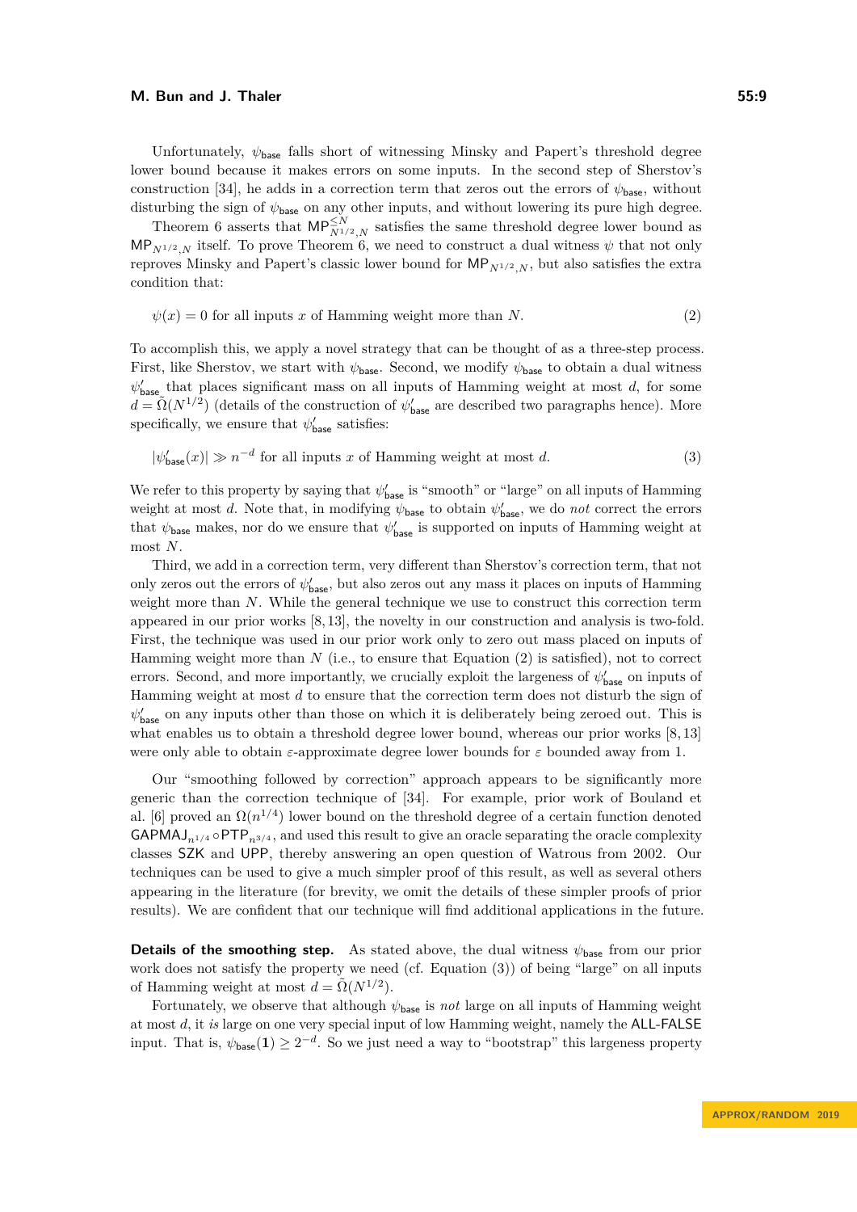Unfortunately, $\psi_{\mathsf{base}}$ falls short of witnessing Minsky and Papert's threshold degree lower bound because it makes errors on some inputs. In the second step of Sherstov's construction [34], he adds in a correction term that zeros out the errors of $\psi_{\mathsf{base}}$, without disturbing the sign of $\psi_{\mathsf{base}}$ on any other inputs, and without lowering its pure high degree.

Theorem 6 asserts that $\mathsf{MP}^{\leq N}_{N^{1/2},N}$ satisfies the same threshold degree lower bound as $\mathsf{MP}_{N^{1/2},N}$ itself. To prove Theorem 6, we need to construct a dual witness $\psi$ that not only reproves Minsky and Papert's classic lower bound for $\mathsf{MP}_{N^{1/2},N}$, but also satisfies the extra condition that:

$$\psi(x) = 0 \text{ for all inputs } x \text{ of Hamming weight more than } N. \tag{2}$$

To accomplish this, we apply a novel strategy that can be thought of as a three-step process. First, like Sherstov, we start with $\psi_{\mathsf{base}}$. Second, we modify $\psi_{\mathsf{base}}$ to obtain a dual witness $\psi'_{\mathsf{base}}$ that places significant mass on all inputs of Hamming weight at most $d$, for some $d = \tilde{\Omega}(N^{1/2})$ (details of the construction of $\psi'_{\mathsf{base}}$ are described two paragraphs hence). More specifically, we ensure that $\psi'_{\mathsf{base}}$ satisfies:

$$|\psi'_{\mathsf{base}}(x)| \gg n^{-d} \text{ for all inputs } x \text{ of Hamming weight at most } d. \tag{3}$$

We refer to this property by saying that $\psi'_{\mathsf{base}}$ is "smooth" or "large" on all inputs of Hamming weight at most $d$. Note that, in modifying $\psi_{\mathsf{base}}$ to obtain $\psi'_{\mathsf{base}}$, we do *not* correct the errors that $\psi_{\mathsf{base}}$ makes, nor do we ensure that $\psi'_{\mathsf{base}}$ is supported on inputs of Hamming weight at most $N$.

Third, we add in a correction term, very different than Sherstov's correction term, that not only zeros out the errors of $\psi'_{\mathsf{base}}$, but also zeros out any mass it places on inputs of Hamming weight more than $N$. While the general technique we use to construct this correction term appeared in our prior works [8,13], the novelty in our construction and analysis is two-fold. First, the technique was used in our prior work only to zero out mass placed on inputs of Hamming weight more than $N$ (i.e., to ensure that Equation (2) is satisfied), not to correct errors. Second, and more importantly, we crucially exploit the largeness of $\psi'_{\mathsf{base}}$ on inputs of Hamming weight at most $d$ to ensure that the correction term does not disturb the sign of $\psi'_{\mathsf{base}}$ on any inputs other than those on which it is deliberately being zeroed out. This is what enables us to obtain a threshold degree lower bound, whereas our prior works [8,13] were only able to obtain $\varepsilon$-approximate degree lower bounds for $\varepsilon$ bounded away from 1.

Our "smoothing followed by correction" approach appears to be significantly more generic than the correction technique of [34]. For example, prior work of Bouland et al. [6] proved an $\Omega(n^{1/4})$ lower bound on the threshold degree of a certain function denoted $\mathsf{GAPMAJ}_{n^{1/4}} \circ \mathsf{PTP}_{n^{3/4}}$, and used this result to give an oracle separating the oracle complexity classes $\mathsf{SZK}$ and $\mathsf{UPP}$, thereby answering an open question of Watrous from 2002. Our techniques can be used to give a much simpler proof of this result, as well as several others appearing in the literature (for brevity, we omit the details of these simpler proofs of prior results). We are confident that our technique will find additional applications in the future.

**Details of the smoothing step.** As stated above, the dual witness $\psi_{\mathsf{base}}$ from our prior work does not satisfy the property we need (cf. Equation (3)) of being "large" on all inputs of Hamming weight at most $d = \tilde{\Omega}(N^{1/2})$.

Fortunately, we observe that although $\psi_{\mathsf{base}}$ is *not* large on all inputs of Hamming weight at most $d$, it *is* large on one very special input of low Hamming weight, namely the $\mathsf{ALL\text{-}FALSE}$ input. That is, $\psi_{\mathsf{base}}(\mathbf{1}) \geq 2^{-d}$. So we just need a way to "bootstrap" this largeness property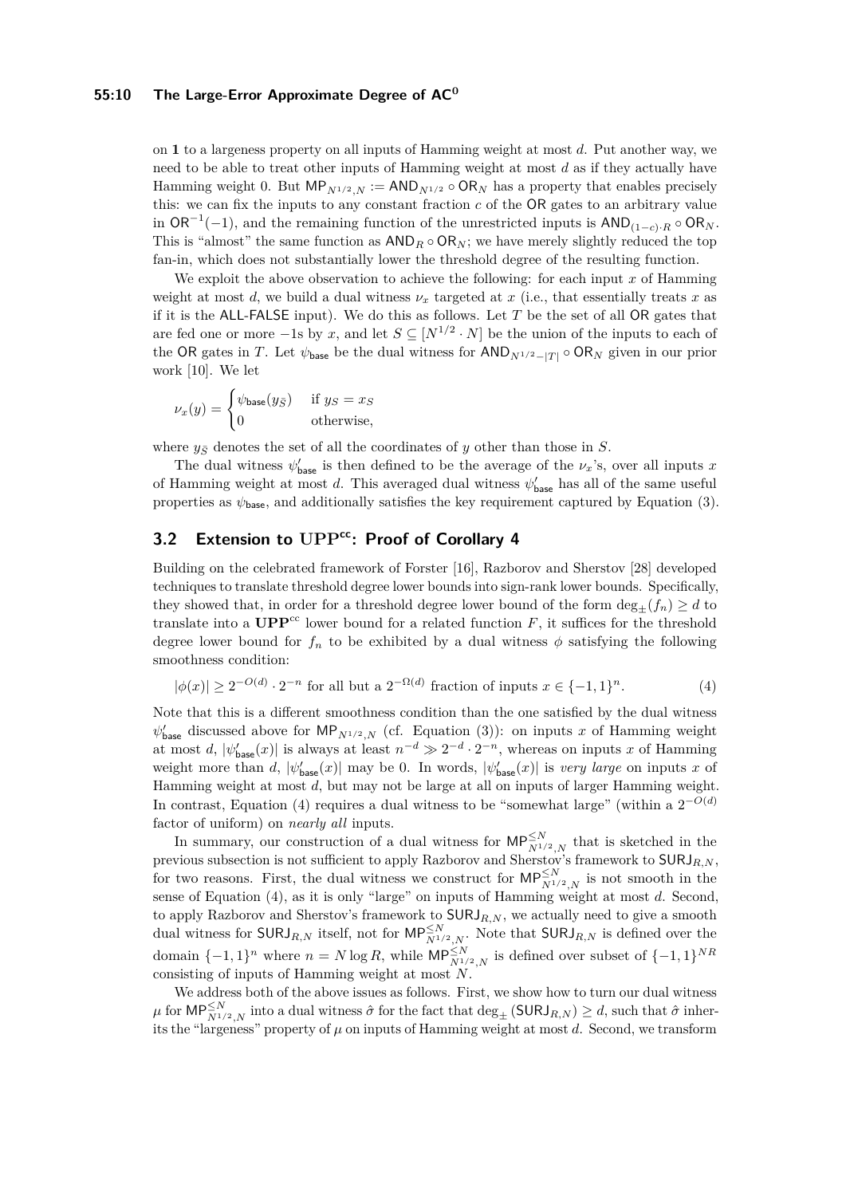on $\mathbf{1}$ to a largeness property on all inputs of Hamming weight at most $d$. Put another way, we need to be able to treat other inputs of Hamming weight at most $d$ as if they actually have Hamming weight 0. But $\mathsf{MP}_{N^{1/2},N} := \mathsf{AND}_{N^{1/2}} \circ \mathsf{OR}_N$ has a property that enables precisely this: we can fix the inputs to any constant fraction $c$ of the $\mathsf{OR}$ gates to an arbitrary value in $\mathsf{OR}^{-1}(-1)$, and the remaining function of the unrestricted inputs is $\mathsf{AND}_{(1-c)\cdot R} \circ \mathsf{OR}_N$. This is "almost" the same function as $\mathsf{AND}_R \circ \mathsf{OR}_N$; we have merely slightly reduced the top fan-in, which does not substantially lower the threshold degree of the resulting function.

We exploit the above observation to achieve the following: for each input $x$ of Hamming weight at most $d$, we build a dual witness $\nu_x$ targeted at $x$ (i.e., that essentially treats $x$ as if it is the $\mathsf{ALL\text{-}FALSE}$ input). We do this as follows. Let $T$ be the set of all $\mathsf{OR}$ gates that are fed one or more $-1$s by $x$, and let $S \subseteq [N^{1/2} \cdot N]$ be the union of the inputs to each of the $\mathsf{OR}$ gates in $T$. Let $\psi_{\mathsf{base}}$ be the dual witness for $\mathsf{AND}_{N^{1/2}-|T|} \circ \mathsf{OR}_N$ given in our prior work [10]. We let

$$\nu_x(y) = \begin{cases} \psi_{\mathsf{base}}(y_{\bar{S}}) & \text{if } y_S = x_S \\ 0 & \text{otherwise,} \end{cases}$$

where $y_{\bar{S}}$ denotes the set of all the coordinates of $y$ other than those in $S$.

The dual witness $\psi'_{\mathsf{base}}$ is then defined to be the average of the $\nu_x$'s, over all inputs $x$ of Hamming weight at most $d$. This averaged dual witness $\psi'_{\mathsf{base}}$ has all of the same useful properties as $\psi_{\mathsf{base}}$, and additionally satisfies the key requirement captured by Equation (3).

## 3.2 Extension to $\mathbf{UPP^{cc}}$: Proof of Corollary 4

Building on the celebrated framework of Forster [16], Razborov and Sherstov [28] developed techniques to translate threshold degree lower bounds into sign-rank lower bounds. Specifically, they showed that, in order for a threshold degree lower bound of the form $\deg_\pm(f_n) \geq d$ to translate into a $\mathbf{UPP}^{cc}$ lower bound for a related function $F$, it suffices for the threshold degree lower bound for $f_n$ to be exhibited by a dual witness $\phi$ satisfying the following smoothness condition:

$$|\phi(x)| \geq 2^{-O(d)} \cdot 2^{-n} \text{ for all but a } 2^{-\Omega(d)} \text{ fraction of inputs } x \in \{-1,1\}^n. \tag{4}$$

Note that this is a different smoothness condition than the one satisfied by the dual witness $\psi'_{\mathsf{base}}$ discussed above for $\mathsf{MP}_{N^{1/2},N}$ (cf. Equation (3)): on inputs $x$ of Hamming weight at most $d$, $|\psi'_{\mathsf{base}}(x)|$ is always at least $n^{-d} \gg 2^{-d} \cdot 2^{-n}$, whereas on inputs $x$ of Hamming weight more than $d$, $|\psi'_{\mathsf{base}}(x)|$ may be 0. In words, $|\psi'_{\mathsf{base}}(x)|$ is *very large* on inputs $x$ of Hamming weight at most $d$, but may not be large at all on inputs of larger Hamming weight. In contrast, Equation (4) requires a dual witness to be "somewhat large" (within a $2^{-O(d)}$ factor of uniform) on *nearly all* inputs.

In summary, our construction of a dual witness for $\mathsf{MP}^{\leq N}_{N^{1/2},N}$ that is sketched in the previous subsection is not sufficient to apply Razborov and Sherstov's framework to $\mathsf{SURJ}_{R,N}$, for two reasons. First, the dual witness we construct for $\mathsf{MP}^{\leq N}_{N^{1/2},N}$ is not smooth in the sense of Equation (4), as it is only "large" on inputs of Hamming weight at most $d$. Second, to apply Razborov and Sherstov's framework to $\mathsf{SURJ}_{R,N}$, we actually need to give a smooth dual witness for $\mathsf{SURJ}_{R,N}$ itself, not for $\mathsf{MP}^{\leq N}_{N^{1/2},N}$. Note that $\mathsf{SURJ}_{R,N}$ is defined over the domain $\{-1,1\}^n$ where $n = N \log R$, while $\mathsf{MP}^{\leq N}_{N^{1/2},N}$ is defined over subset of $\{-1,1\}^{NR}$ consisting of inputs of Hamming weight at most $N$.

We address both of the above issues as follows. First, we show how to turn our dual witness $\mu$ for $\mathsf{MP}^{\leq N}_{N^{1/2},N}$ into a dual witness $\hat{\sigma}$ for the fact that $\deg_\pm(\mathsf{SURJ}_{R,N}) \geq d$, such that $\hat{\sigma}$ inherits the "largeness" property of $\mu$ on inputs of Hamming weight at most $d$. Second, we transform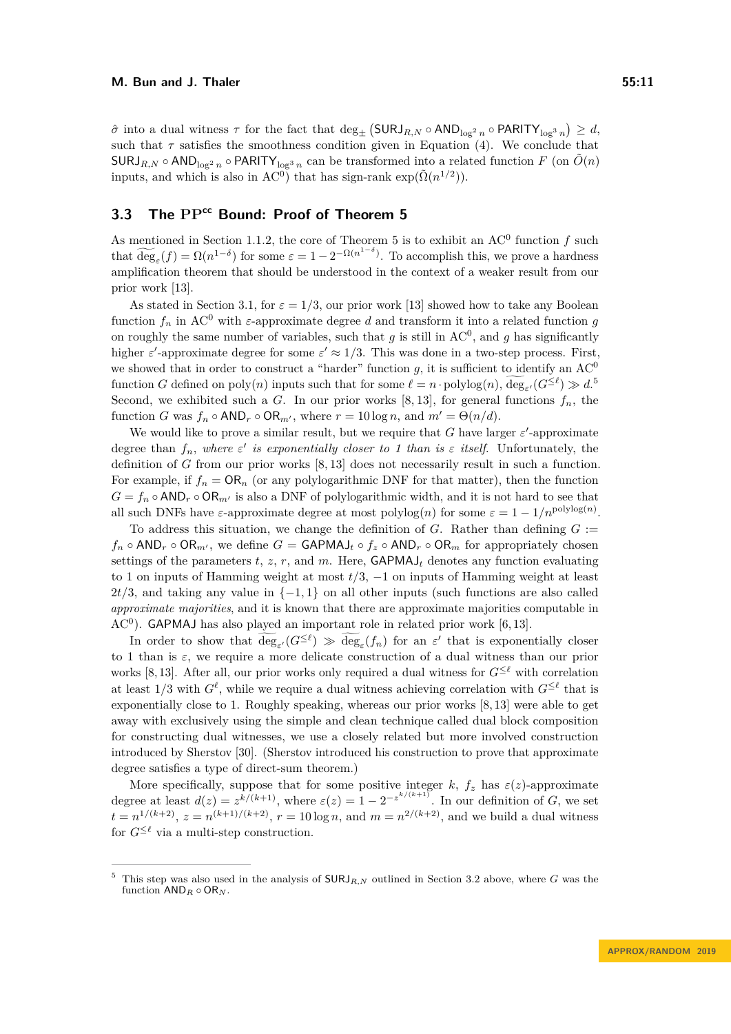$\hat{\sigma}$ into a dual witness $\tau$ for the fact that $\deg_{\pm}\left(\mathsf{SURJ}_{R,N} \circ \mathsf{AND}_{\log^2 n} \circ \mathsf{PARITY}_{\log^3 n}\right) \geq d$, such that $\tau$ satisfies the smoothness condition given in Equation (4). We conclude that $\mathsf{SURJ}_{R,N} \circ \mathsf{AND}_{\log^2 n} \circ \mathsf{PARITY}_{\log^3 n}$ can be transformed into a related function $F$ (on $\tilde{O}(n)$ inputs, and which is also in $\mathrm{AC}^0$) that has sign-rank $\exp(\tilde{\Omega}(n^{1/2}))$.

## 3.3 The $\mathbf{PP}^{\mathbf{cc}}$ Bound: Proof of Theorem 5

As mentioned in Section 1.1.2, the core of Theorem 5 is to exhibit an $\mathrm{AC}^0$ function $f$ such that $\widetilde{\deg}_\varepsilon(f) = \Omega(n^{1-\delta})$ for some $\varepsilon = 1 - 2^{-\Omega(n^{1-\delta})}$. To accomplish this, we prove a hardness amplification theorem that should be understood in the context of a weaker result from our prior work [13].

As stated in Section 3.1, for $\varepsilon = 1/3$, our prior work [13] showed how to take any Boolean function $f_n$ in $\mathrm{AC}^0$ with $\varepsilon$-approximate degree $d$ and transform it into a related function $g$ on roughly the same number of variables, such that $g$ is still in $\mathrm{AC}^0$, and $g$ has significantly higher $\varepsilon'$-approximate degree for some $\varepsilon' \approx 1/3$. This was done in a two-step process. First, we showed that in order to construct a "harder" function $g$, it is sufficient to identify an $\mathrm{AC}^0$ function $G$ defined on $\mathrm{poly}(n)$ inputs such that for some $\ell = n \cdot \mathrm{polylog}(n)$, $\widetilde{\deg}_{\varepsilon'}(G^{\leq \ell}) \gg d$.[5] Second, we exhibited such a $G$. In our prior works [8, 13], for general functions $f_n$, the function $G$ was $f_n \circ \mathsf{AND}_r \circ \mathsf{OR}_{m'}$, where $r = 10 \log n$, and $m' = \Theta(n/d)$.

We would like to prove a similar result, but we require that $G$ have larger $\varepsilon'$-approximate degree than $f_n$, *where $\varepsilon'$ is exponentially closer to 1 than is $\varepsilon$ itself.* Unfortunately, the definition of $G$ from our prior works [8, 13] does not necessarily result in such a function. For example, if $f_n = \mathsf{OR}_n$ (or any polylogarithmic DNF for that matter), then the function $G = f_n \circ \mathsf{AND}_r \circ \mathsf{OR}_{m'}$ is also a DNF of polylogarithmic width, and it is not hard to see that all such DNFs have $\varepsilon$-approximate degree at most $\mathrm{polylog}(n)$ for some $\varepsilon = 1 - 1/n^{\mathrm{polylog}(n)}$.

To address this situation, we change the definition of $G$. Rather than defining $G := f_n \circ \mathsf{AND}_r \circ \mathsf{OR}_{m'}$, we define $G = \mathsf{GAPMAJ}_t \circ f_z \circ \mathsf{AND}_r \circ \mathsf{OR}_m$ for appropriately chosen settings of the parameters $t$, $z$, $r$, and $m$. Here, $\mathsf{GAPMAJ}_t$ denotes any function evaluating to 1 on inputs of Hamming weight at most $t/3$, $-1$ on inputs of Hamming weight at least $2t/3$, and taking any value in $\{-1, 1\}$ on all other inputs (such functions are also called *approximate majorities*, and it is known that there are approximate majorities computable in $\mathrm{AC}^0$). $\mathsf{GAPMAJ}$ has also played an important role in related prior work [6, 13].

In order to show that $\widetilde{\deg}_{\varepsilon'}(G^{\leq \ell}) \gg \widetilde{\deg}_\varepsilon(f_n)$ for an $\varepsilon'$ that is exponentially closer to 1 than is $\varepsilon$, we require more delicate construction of a dual witness than our prior works [8, 13]. After all, our prior works only required a dual witness for $G^{\leq \ell}$ with correlation at least 1/3 with $G^\ell$, while we require a dual witness achieving correlation with $G^{\leq \ell}$ that is exponentially close to 1. Roughly speaking, whereas our prior works [8, 13] were able to get away with exclusively using the simple and clean technique called dual block composition for constructing dual witnesses, we use a closely related but more involved construction introduced by Sherstov [30]. (Sherstov introduced his construction to prove that approximate degree satisfies a type of direct-sum theorem.)

More specifically, suppose that for some positive integer $k$, $f_z$ has $\varepsilon(z)$-approximate degree at least $d(z) = z^{k/(k+1)}$, where $\varepsilon(z) = 1 - 2^{-z^{k/(k+1)}}$. In our definition of $G$, we set $t = n^{1/(k+2)}$, $z = n^{(k+1)/(k+2)}$, $r = 10 \log n$, and $m = n^{2/(k+2)}$, and we build a dual witness for $G^{\leq \ell}$ via a multi-step construction.

---

[5] This step was also used in the analysis of $\mathsf{SURJ}_{R,N}$ outlined in Section 3.2 above, where $G$ was the function $\mathsf{AND}_R \circ \mathsf{OR}_N$.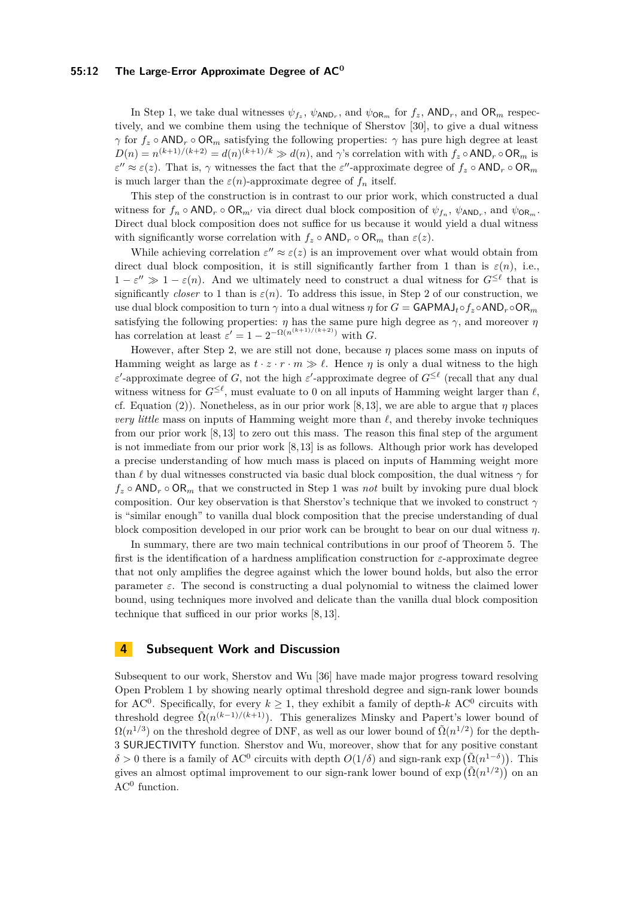In Step 1, we take dual witnesses $\psi_{f_z}$, $\psi_{\mathsf{AND}_r}$, and $\psi_{\mathsf{OR}_m}$ for $f_z$, $\mathsf{AND}_r$, and $\mathsf{OR}_m$ respectively, and we combine them using the technique of Sherstov [30], to give a dual witness $\gamma$ for $f_z \circ \mathsf{AND}_r \circ \mathsf{OR}_m$ satisfying the following properties: $\gamma$ has pure high degree at least $D(n) = n^{(k+1)/(k+2)} = d(n)^{(k+1)/k} \gg d(n)$, and $\gamma$'s correlation with with $f_z \circ \mathsf{AND}_r \circ \mathsf{OR}_m$ is $\varepsilon'' \approx \varepsilon(z)$. That is, $\gamma$ witnesses the fact that the $\varepsilon''$-approximate degree of $f_z \circ \mathsf{AND}_r \circ \mathsf{OR}_m$ is much larger than the $\varepsilon(n)$-approximate degree of $f_n$ itself.

This step of the construction is in contrast to our prior work, which constructed a dual witness for $f_n \circ \mathsf{AND}_r \circ \mathsf{OR}_{m'}$ via direct dual block composition of $\psi_{f_n}$, $\psi_{\mathsf{AND}_r}$, and $\psi_{\mathsf{OR}_m}$. Direct dual block composition does not suffice for us because it would yield a dual witness with significantly worse correlation with $f_z \circ \mathsf{AND}_r \circ \mathsf{OR}_m$ than $\varepsilon(z)$.

While achieving correlation $\varepsilon'' \approx \varepsilon(z)$ is an improvement over what would obtain from direct dual block composition, it is still significantly farther from 1 than is $\varepsilon(n)$, i.e., $1 - \varepsilon'' \gg 1 - \varepsilon(n)$. And we ultimately need to construct a dual witness for $G^{\leq \ell}$ that is significantly *closer* to 1 than is $\varepsilon(n)$. To address this issue, in Step 2 of our construction, we use dual block composition to turn $\gamma$ into a dual witness $\eta$ for $G = \mathsf{GAPMAJ}_t \circ f_z \circ \mathsf{AND}_r \circ \mathsf{OR}_m$ satisfying the following properties: $\eta$ has the same pure high degree as $\gamma$, and moreover $\eta$ has correlation at least $\varepsilon' = 1 - 2^{-\Omega(n^{(k+1)/(k+2)})}$ with $G$.

However, after Step 2, we are still not done, because $\eta$ places some mass on inputs of Hamming weight as large as $t \cdot z \cdot r \cdot m \gg \ell$. Hence $\eta$ is only a dual witness to the high $\varepsilon'$-approximate degree of $G$, not the high $\varepsilon'$-approximate degree of $G^{\leq \ell}$ (recall that any dual witness witness for $G^{\leq \ell}$, must evaluate to 0 on all inputs of Hamming weight larger than $\ell$, cf. Equation (2)). Nonetheless, as in our prior work [8,13], we are able to argue that $\eta$ places *very little* mass on inputs of Hamming weight more than $\ell$, and thereby invoke techniques from our prior work [8,13] to zero out this mass. The reason this final step of the argument is not immediate from our prior work [8,13] is as follows. Although prior work has developed a precise understanding of how much mass is placed on inputs of Hamming weight more than $\ell$ by dual witnesses constructed via basic dual block composition, the dual witness $\gamma$ for $f_z \circ \mathsf{AND}_r \circ \mathsf{OR}_m$ that we constructed in Step 1 was *not* built by invoking pure dual block composition. Our key observation is that Sherstov's technique that we invoked to construct $\gamma$ is "similar enough" to vanilla dual block composition that the precise understanding of dual block composition developed in our prior work can be brought to bear on our dual witness $\eta$.

In summary, there are two main technical contributions in our proof of Theorem 5. The first is the identification of a hardness amplification construction for $\varepsilon$-approximate degree that not only amplifies the degree against which the lower bound holds, but also the error parameter $\varepsilon$. The second is constructing a dual polynomial to witness the claimed lower bound, using techniques more involved and delicate than the vanilla dual block composition technique that sufficed in our prior works [8,13].

## 4 Subsequent Work and Discussion

Subsequent to our work, Sherstov and Wu [36] have made major progress toward resolving Open Problem 1 by showing nearly optimal threshold degree and sign-rank lower bounds for $\mathrm{AC}^0$. Specifically, for every $k \geq 1$, they exhibit a family of depth-$k$ $\mathrm{AC}^0$ circuits with threshold degree $\tilde{\Omega}(n^{(k-1)/(k+1)})$. This generalizes Minsky and Papert's lower bound of $\Omega(n^{1/3})$ on the threshold degree of DNF, as well as our lower bound of $\tilde{\Omega}(n^{1/2})$ for the depth-3 $\mathsf{SURJECTIVITY}$ function. Sherstov and Wu, moreover, show that for any positive constant $\delta > 0$ there is a family of $\mathrm{AC}^0$ circuits with depth $O(1/\delta)$ and sign-rank $\exp\left(\tilde{\Omega}(n^{1-\delta})\right)$. This gives an almost optimal improvement to our sign-rank lower bound of $\exp\left(\tilde{\Omega}(n^{1/2})\right)$ on an $\mathrm{AC}^0$ function.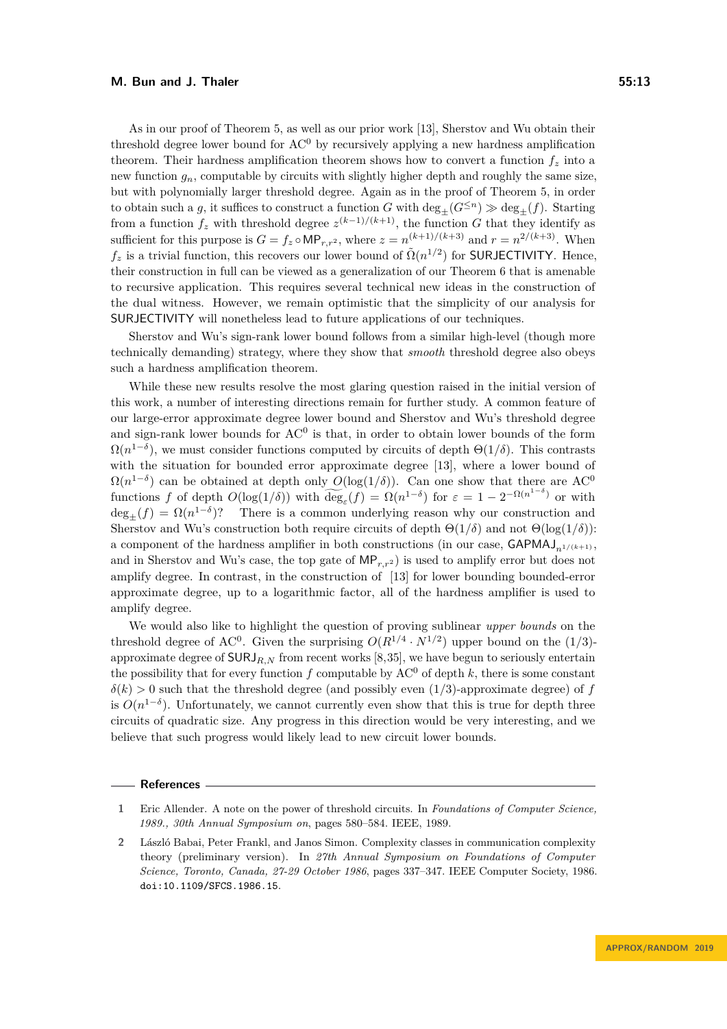As in our proof of Theorem 5, as well as our prior work [13], Sherstov and Wu obtain their threshold degree lower bound for $\mathrm{AC}^0$ by recursively applying a new hardness amplification theorem. Their hardness amplification theorem shows how to convert a function $f_z$ into a new function $g_n$, computable by circuits with slightly higher depth and roughly the same size, but with polynomially larger threshold degree. Again as in the proof of Theorem 5, in order to obtain such a $g$, it suffices to construct a function $G$ with $\deg_{\pm}(G^{\leq n}) \gg \deg_{\pm}(f)$. Starting from a function $f_z$ with threshold degree $z^{(k-1)/(k+1)}$, the function $G$ that they identify as sufficient for this purpose is $G = f_z \circ \mathsf{MP}_{r,r^2}$, where $z = n^{(k+1)/(k+3)}$ and $r = n^{2/(k+3)}$. When $f_z$ is a trivial function, this recovers our lower bound of $\tilde{\Omega}(n^{1/2})$ for $\mathsf{SURJECTIVITY}$. Hence, their construction in full can be viewed as a generalization of our Theorem 6 that is amenable to recursive application. This requires several technical new ideas in the construction of the dual witness. However, we remain optimistic that the simplicity of our analysis for $\mathsf{SURJECTIVITY}$ will nonetheless lead to future applications of our techniques.

Sherstov and Wu's sign-rank lower bound follows from a similar high-level (though more technically demanding) strategy, where they show that *smooth* threshold degree also obeys such a hardness amplification theorem.

While these new results resolve the most glaring question raised in the initial version of this work, a number of interesting directions remain for further study. A common feature of our large-error approximate degree lower bound and Sherstov and Wu's threshold degree and sign-rank lower bounds for $\mathrm{AC}^0$ is that, in order to obtain lower bounds of the form $\Omega(n^{1-\delta})$, we must consider functions computed by circuits of depth $\Theta(1/\delta)$. This contrasts with the situation for bounded error approximate degree [13], where a lower bound of $\Omega(n^{1-\delta})$ can be obtained at depth only $O(\log(1/\delta))$. Can one show that there are $\mathrm{AC}^0$ functions $f$ of depth $O(\log(1/\delta))$ with $\widetilde{\deg}_\varepsilon(f) = \Omega(n^{1-\delta})$ for $\varepsilon = 1 - 2^{-\Omega(n^{1-\delta})}$ or with $\deg_{\pm}(f) = \Omega(n^{1-\delta})$? There is a common underlying reason why our construction and Sherstov and Wu's construction both require circuits of depth $\Theta(1/\delta)$ and not $\Theta(\log(1/\delta))$: a component of the hardness amplifier in both constructions (in our case, $\mathsf{GAPMAJ}_{n^{1/(k+1)}}$, and in Sherstov and Wu's case, the top gate of $\mathsf{MP}_{r,r^2}$) is used to amplify error but does not amplify degree. In contrast, in the construction of [13] for lower bounding bounded-error approximate degree, up to a logarithmic factor, all of the hardness amplifier is used to amplify degree.

We would also like to highlight the question of proving sublinear *upper bounds* on the threshold degree of $\mathrm{AC}^0$. Given the surprising $O(R^{1/4} \cdot N^{1/2})$ upper bound on the $(1/3)$-approximate degree of $\mathsf{SURJ}_{R,N}$ from recent works [8,35], we have begun to seriously entertain the possibility that for every function $f$ computable by $\mathrm{AC}^0$ of depth $k$, there is some constant $\delta(k) > 0$ such that the threshold degree (and possibly even $(1/3)$-approximate degree) of $f$ is $O(n^{1-\delta})$. Unfortunately, we cannot currently even show that this is true for depth three circuits of quadratic size. Any progress in this direction would be very interesting, and we believe that such progress would likely lead to new circuit lower bounds.

## References

1. Eric Allender. A note on the power of threshold circuits. In *Foundations of Computer Science, 1989., 30th Annual Symposium on*, pages 580–584. IEEE, 1989.
2. László Babai, Peter Frankl, and Janos Simon. Complexity classes in communication complexity theory (preliminary version). In *27th Annual Symposium on Foundations of Computer Science, Toronto, Canada, 27-29 October 1986*, pages 337–347. IEEE Computer Society, 1986. doi:10.1109/SFCS.1986.15.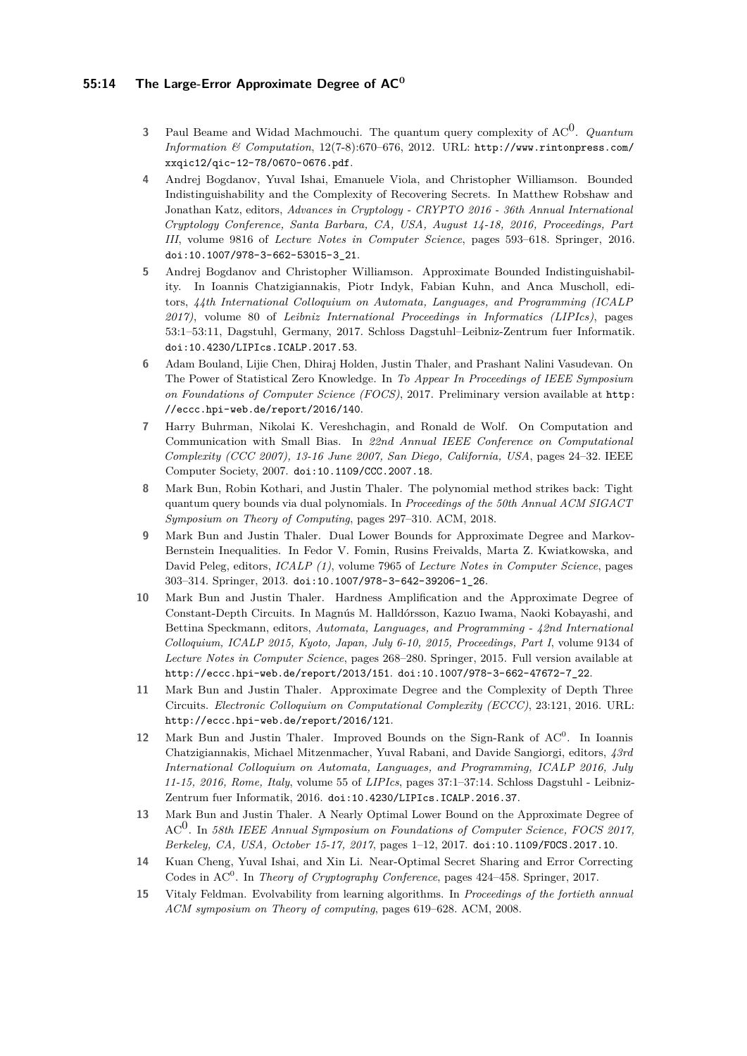3. Paul Beame and Widad Machmouchi. The quantum query complexity of $\mathrm{AC}^0$. *Quantum Information & Computation*, 12(7-8):670–676, 2012. URL: http://www.rintonpress.com/xxqic12/qic-12-78/0670-0676.pdf.
4. Andrej Bogdanov, Yuval Ishai, Emanuele Viola, and Christopher Williamson. Bounded Indistinguishability and the Complexity of Recovering Secrets. In Matthew Robshaw and Jonathan Katz, editors, *Advances in Cryptology - CRYPTO 2016 - 36th Annual International Cryptology Conference, Santa Barbara, CA, USA, August 14-18, 2016, Proceedings, Part III*, volume 9816 of *Lecture Notes in Computer Science*, pages 593–618. Springer, 2016. doi:10.1007/978-3-662-53015-3_21.
5. Andrej Bogdanov and Christopher Williamson. Approximate Bounded Indistinguishability. In Ioannis Chatzigiannakis, Piotr Indyk, Fabian Kuhn, and Anca Muscholl, editors, *44th International Colloquium on Automata, Languages, and Programming (ICALP 2017)*, volume 80 of *Leibniz International Proceedings in Informatics (LIPIcs)*, pages 53:1–53:11, Dagstuhl, Germany, 2017. Schloss Dagstuhl–Leibniz-Zentrum fuer Informatik. doi:10.4230/LIPIcs.ICALP.2017.53.
6. Adam Bouland, Lijie Chen, Dhiraj Holden, Justin Thaler, and Prashant Nalini Vasudevan. On The Power of Statistical Zero Knowledge. In *To Appear In Proceedings of IEEE Symposium on Foundations of Computer Science (FOCS)*, 2017. Preliminary version available at http://eccc.hpi-web.de/report/2016/140.
7. Harry Buhrman, Nikolai K. Vereshchagin, and Ronald de Wolf. On Computation and Communication with Small Bias. In *22nd Annual IEEE Conference on Computational Complexity (CCC 2007), 13-16 June 2007, San Diego, California, USA*, pages 24–32. IEEE Computer Society, 2007. doi:10.1109/CCC.2007.18.
8. Mark Bun, Robin Kothari, and Justin Thaler. The polynomial method strikes back: Tight quantum query bounds via dual polynomials. In *Proceedings of the 50th Annual ACM SIGACT Symposium on Theory of Computing*, pages 297–310. ACM, 2018.
9. Mark Bun and Justin Thaler. Dual Lower Bounds for Approximate Degree and Markov-Bernstein Inequalities. In Fedor V. Fomin, Rusins Freivalds, Marta Z. Kwiatkowska, and David Peleg, editors, *ICALP (1)*, volume 7965 of *Lecture Notes in Computer Science*, pages 303–314. Springer, 2013. doi:10.1007/978-3-642-39206-1_26.
10. Mark Bun and Justin Thaler. Hardness Amplification and the Approximate Degree of Constant-Depth Circuits. In Magnús M. Halldórsson, Kazuo Iwama, Naoki Kobayashi, and Bettina Speckmann, editors, *Automata, Languages, and Programming - 42nd International Colloquium, ICALP 2015, Kyoto, Japan, July 6-10, 2015, Proceedings, Part I*, volume 9134 of *Lecture Notes in Computer Science*, pages 268–280. Springer, 2015. Full version available at http://eccc.hpi-web.de/report/2013/151. doi:10.1007/978-3-662-47672-7_22.
11. Mark Bun and Justin Thaler. Approximate Degree and the Complexity of Depth Three Circuits. *Electronic Colloquium on Computational Complexity (ECCC)*, 23:121, 2016. URL: http://eccc.hpi-web.de/report/2016/121.
12. Mark Bun and Justin Thaler. Improved Bounds on the Sign-Rank of $\mathrm{AC}^0$. In Ioannis Chatzigiannakis, Michael Mitzenmacher, Yuval Rabani, and Davide Sangiorgi, editors, *43rd International Colloquium on Automata, Languages, and Programming, ICALP 2016, July 11-15, 2016, Rome, Italy*, volume 55 of *LIPIcs*, pages 37:1–37:14. Schloss Dagstuhl - Leibniz-Zentrum fuer Informatik, 2016. doi:10.4230/LIPIcs.ICALP.2016.37.
13. Mark Bun and Justin Thaler. A Nearly Optimal Lower Bound on the Approximate Degree of $\mathrm{AC}^0$. In *58th IEEE Annual Symposium on Foundations of Computer Science, FOCS 2017, Berkeley, CA, USA, October 15-17, 2017*, pages 1–12, 2017. doi:10.1109/FOCS.2017.10.
14. Kuan Cheng, Yuval Ishai, and Xin Li. Near-Optimal Secret Sharing and Error Correcting Codes in $\mathrm{AC}^0$. In *Theory of Cryptography Conference*, pages 424–458. Springer, 2017.
15. Vitaly Feldman. Evolvability from learning algorithms. In *Proceedings of the fortieth annual ACM symposium on Theory of computing*, pages 619–628. ACM, 2008.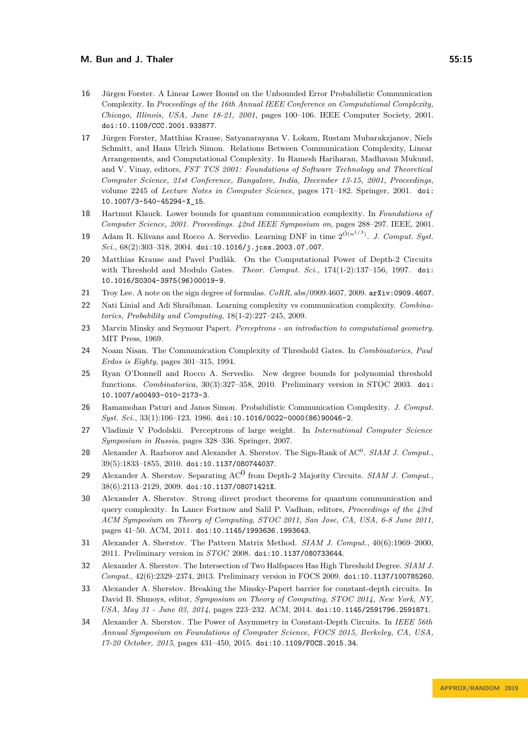16 Jürgen Forster. A Linear Lower Bound on the Unbounded Error Probabilistic Communication Complexity. In *Proceedings of the 16th Annual IEEE Conference on Computational Complexity, Chicago, Illinois, USA, June 18-21, 2001*, pages 100–106. IEEE Computer Society, 2001. doi:10.1109/CCC.2001.933877.

17 Jürgen Forster, Matthias Krause, Satyanarayana V. Lokam, Rustam Mubarakzjanov, Niels Schmitt, and Hans Ulrich Simon. Relations Between Communication Complexity, Linear Arrangements, and Computational Complexity. In Ramesh Hariharan, Madhavan Mukund, and V. Vinay, editors, *FST TCS 2001: Foundations of Software Technology and Theoretical Computer Science, 21st Conference, Bangalore, India, December 13-15, 2001, Proceedings*, volume 2245 of *Lecture Notes in Computer Science*, pages 171–182. Springer, 2001. doi:10.1007/3-540-45294-X_15.

18 Hartmut Klauck. Lower bounds for quantum communication complexity. In *Foundations of Computer Science, 2001. Proceedings. 42nd IEEE Symposium on*, pages 288–297. IEEE, 2001.

19 Adam R. Klivans and Rocco A. Servedio. Learning DNF in time $2^{\tilde{O}(n^{1/3})}$. *J. Comput. Syst. Sci.*, 68(2):303–318, 2004. doi:10.1016/j.jcss.2003.07.007.

20 Matthias Krause and Pavel Pudlák. On the Computational Power of Depth-2 Circuits with Threshold and Modulo Gates. *Theor. Comput. Sci.*, 174(1-2):137–156, 1997. doi:10.1016/S0304-3975(96)00019-9.

21 Troy Lee. A note on the sign degree of formulas. *CoRR*, abs/0909.4607, 2009. arXiv:0909.4607.

22 Nati Linial and Adi Shraibman. Learning complexity vs communication complexity. *Combinatorics, Probability and Computing*, 18(1-2):227–245, 2009.

23 Marvin Minsky and Seymour Papert. *Perceptrons - an introduction to computational geometry*. MIT Press, 1969.

24 Noam Nisan. The Communication Complexity of Threshold Gates. In *Combinatorics, Paul Erdos is Eighty*, pages 301–315, 1994.

25 Ryan O'Donnell and Rocco A. Servedio. New degree bounds for polynomial threshold functions. *Combinatorica*, 30(3):327–358, 2010. Preliminary version in STOC 2003. doi:10.1007/s00493-010-2173-3.

26 Ramamohan Paturi and Janos Simon. Probabilistic Communication Complexity. *J. Comput. Syst. Sci.*, 33(1):106–123, 1986. doi:10.1016/0022-0000(86)90046-2.

27 Vladimir V Podolskii. Perceptrons of large weight. In *International Computer Science Symposium in Russia*, pages 328–336. Springer, 2007.

28 Alexander A. Razborov and Alexander A. Sherstov. The Sign-Rank of $\mathrm{AC}^0$. *SIAM J. Comput.*, 39(5):1833–1855, 2010. doi:10.1137/080744037.

29 Alexander A. Sherstov. Separating $\mathrm{AC}^0$ from Depth-2 Majority Circuits. *SIAM J. Comput.*, 38(6):2113–2129, 2009. doi:10.1137/08071421X.

30 Alexander A. Sherstov. Strong direct product theorems for quantum communication and query complexity. In Lance Fortnow and Salil P. Vadhan, editors, *Proceedings of the 43rd ACM Symposium on Theory of Computing, STOC 2011, San Jose, CA, USA, 6-8 June 2011*, pages 41–50. ACM, 2011. doi:10.1145/1993636.1993643.

31 Alexander A. Sherstov. The Pattern Matrix Method. *SIAM J. Comput.*, 40(6):1969–2000, 2011. Preliminary version in *STOC* 2008. doi:10.1137/080733644.

32 Alexander A. Sherstov. The Intersection of Two Halfspaces Has High Threshold Degree. *SIAM J. Comput.*, 42(6):2329–2374, 2013. Preliminary version in FOCS 2009. doi:10.1137/100785260.

33 Alexander A. Sherstov. Breaking the Minsky-Papert barrier for constant-depth circuits. In David B. Shmoys, editor, *Symposium on Theory of Computing, STOC 2014, New York, NY, USA, May 31 - June 03, 2014*, pages 223–232. ACM, 2014. doi:10.1145/2591796.2591871.

34 Alexander A. Sherstov. The Power of Asymmetry in Constant-Depth Circuits. In *IEEE 56th Annual Symposium on Foundations of Computer Science, FOCS 2015, Berkeley, CA, USA, 17-20 October, 2015*, pages 431–450, 2015. doi:10.1109/FOCS.2015.34.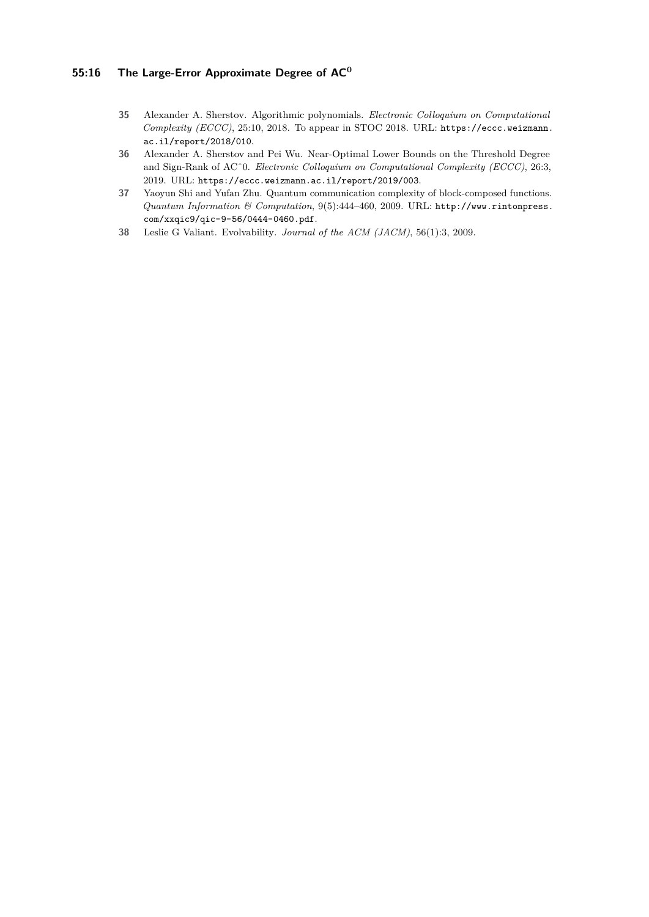35 Alexander A. Sherstov. Algorithmic polynomials. *Electronic Colloquium on Computational Complexity (ECCC)*, 25:10, 2018. To appear in STOC 2018. URL: https://eccc.weizmann.ac.il/report/2018/010.

36 Alexander A. Sherstov and Pei Wu. Near-Optimal Lower Bounds on the Threshold Degree and Sign-Rank of AC^0. *Electronic Colloquium on Computational Complexity (ECCC)*, 26:3, 2019. URL: https://eccc.weizmann.ac.il/report/2019/003.

37 Yaoyun Shi and Yufan Zhu. Quantum communication complexity of block-composed functions. *Quantum Information & Computation*, 9(5):444–460, 2009. URL: http://www.rintonpress.com/xxqic9/qic-9-56/0444-0460.pdf.

38 Leslie G Valiant. Evolvability. *Journal of the ACM (JACM)*, 56(1):3, 2009.